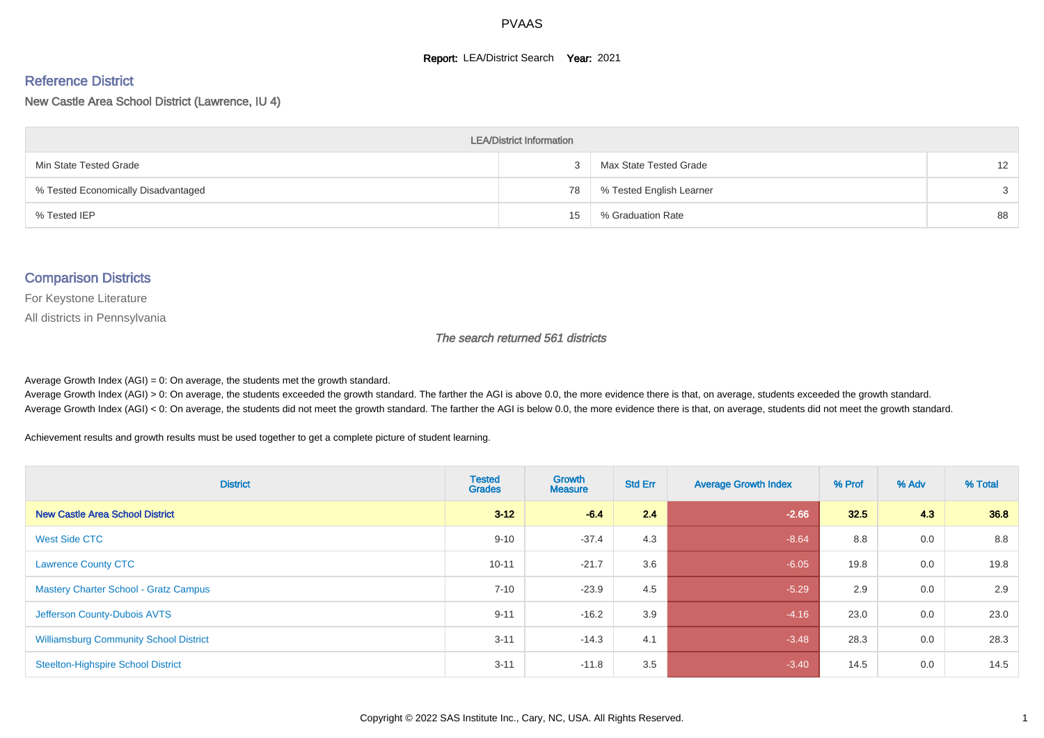# PVAAS

**Report:** LEA/District Search **Year:** 2021

## Reference District

New Castle Area School District (Lawrence, IU 4)

| LEA/District Information | | | |
|---|---|---|---|
| Min State Tested Grade | 3 | Max State Tested Grade | 12 |
| % Tested Economically Disadvantaged | 78 | % Tested English Learner | 3 |
| % Tested IEP | 15 | % Graduation Rate | 88 |

## Comparison Districts

For Keystone Literature

All districts in Pennsylvania

*The search returned 561 districts*

Average Growth Index (AGI) = 0: On average, the students met the growth standard.
Average Growth Index (AGI) > 0: On average, the students exceeded the growth standard. The farther the AGI is above 0.0, the more evidence there is that, on average, students exceeded the growth standard.
Average Growth Index (AGI) < 0: On average, the students did not meet the growth standard. The farther the AGI is below 0.0, the more evidence there is that, on average, students did not meet the growth standard.

Achievement results and growth results must be used together to get a complete picture of student learning.

| District | Tested Grades | Growth Measure | Std Err | Average Growth Index | % Prof | % Adv | % Total |
|---|---|---|---|---|---|---|---|
| **New Castle Area School District** | **3-12** | **-6.4** | **2.4** | **-2.66** | **32.5** | **4.3** | **36.8** |
| West Side CTC | 9-10 | -37.4 | 4.3 | -8.64 | 8.8 | 0.0 | 8.8 |
| Lawrence County CTC | 10-11 | -21.7 | 3.6 | -6.05 | 19.8 | 0.0 | 19.8 |
| Mastery Charter School - Gratz Campus | 7-10 | -23.9 | 4.5 | -5.29 | 2.9 | 0.0 | 2.9 |
| Jefferson County-Dubois AVTS | 9-11 | -16.2 | 3.9 | -4.16 | 23.0 | 0.0 | 23.0 |
| Williamsburg Community School District | 3-11 | -14.3 | 4.1 | -3.48 | 28.3 | 0.0 | 28.3 |
| Steelton-Highspire School District | 3-11 | -11.8 | 3.5 | -3.40 | 14.5 | 0.0 | 14.5 |

Copyright © 2022 SAS Institute Inc., Cary, NC, USA. All Rights Reserved.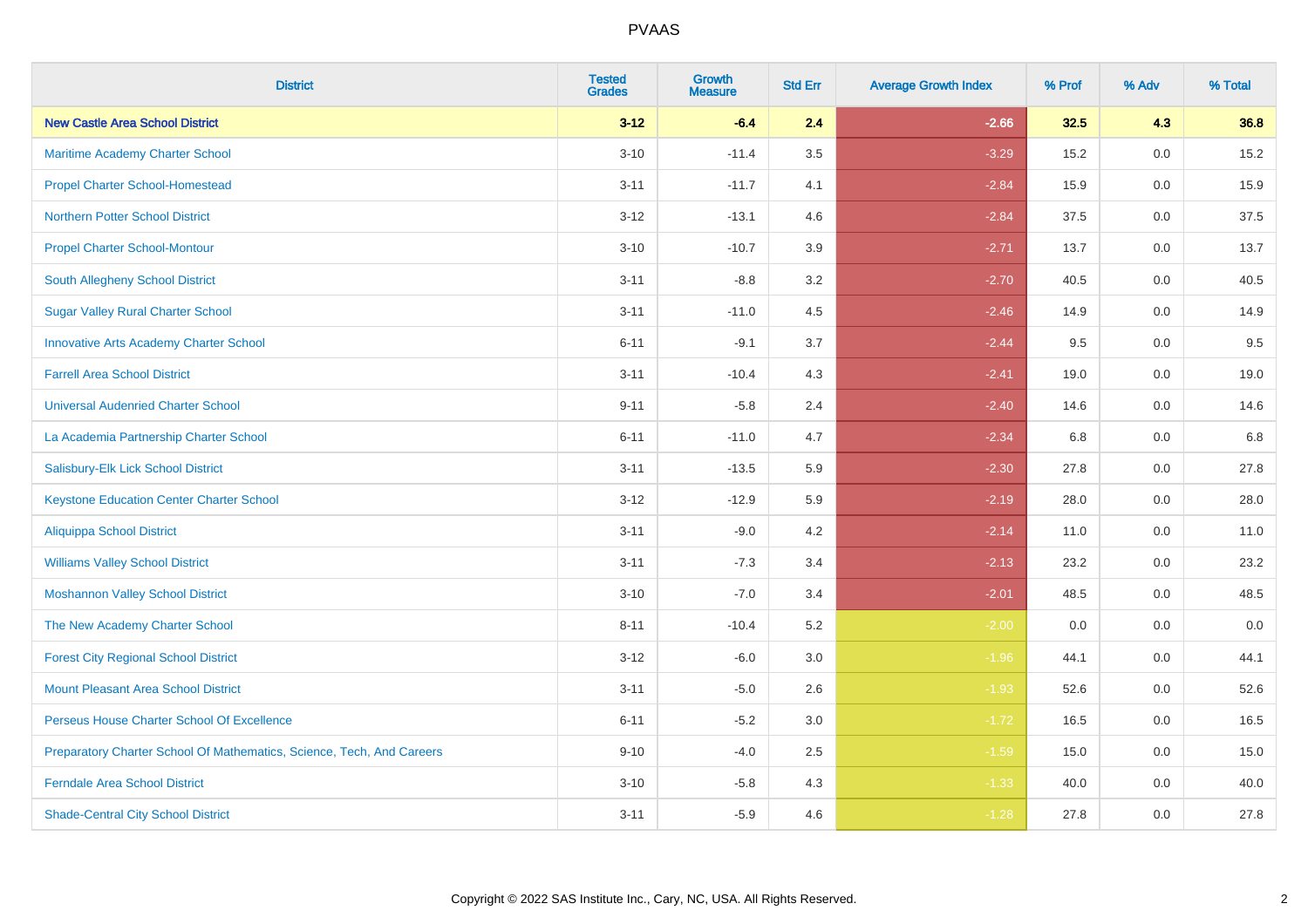| District | Tested Grades | Growth Measure | Std Err | Average Growth Index | % Prof | % Adv | % Total |
|---|---|---|---|---|---|---|---|
| **New Castle Area School District** | **3-12** | **-6.4** | **2.4** | **-2.66** | **32.5** | **4.3** | **36.8** |
| Maritime Academy Charter School | 3-10 | -11.4 | 3.5 | -3.29 | 15.2 | 0.0 | 15.2 |
| Propel Charter School-Homestead | 3-11 | -11.7 | 4.1 | -2.84 | 15.9 | 0.0 | 15.9 |
| Northern Potter School District | 3-12 | -13.1 | 4.6 | -2.84 | 37.5 | 0.0 | 37.5 |
| Propel Charter School-Montour | 3-10 | -10.7 | 3.9 | -2.71 | 13.7 | 0.0 | 13.7 |
| South Allegheny School District | 3-11 | -8.8 | 3.2 | -2.70 | 40.5 | 0.0 | 40.5 |
| Sugar Valley Rural Charter School | 3-11 | -11.0 | 4.5 | -2.46 | 14.9 | 0.0 | 14.9 |
| Innovative Arts Academy Charter School | 6-11 | -9.1 | 3.7 | -2.44 | 9.5 | 0.0 | 9.5 |
| Farrell Area School District | 3-11 | -10.4 | 4.3 | -2.41 | 19.0 | 0.0 | 19.0 |
| Universal Audenried Charter School | 9-11 | -5.8 | 2.4 | -2.40 | 14.6 | 0.0 | 14.6 |
| La Academia Partnership Charter School | 6-11 | -11.0 | 4.7 | -2.34 | 6.8 | 0.0 | 6.8 |
| Salisbury-Elk Lick School District | 3-11 | -13.5 | 5.9 | -2.30 | 27.8 | 0.0 | 27.8 |
| Keystone Education Center Charter School | 3-12 | -12.9 | 5.9 | -2.19 | 28.0 | 0.0 | 28.0 |
| Aliquippa School District | 3-11 | -9.0 | 4.2 | -2.14 | 11.0 | 0.0 | 11.0 |
| Williams Valley School District | 3-11 | -7.3 | 3.4 | -2.13 | 23.2 | 0.0 | 23.2 |
| Moshannon Valley School District | 3-10 | -7.0 | 3.4 | -2.01 | 48.5 | 0.0 | 48.5 |
| The New Academy Charter School | 8-11 | -10.4 | 5.2 | -2.00 | 0.0 | 0.0 | 0.0 |
| Forest City Regional School District | 3-12 | -6.0 | 3.0 | -1.96 | 44.1 | 0.0 | 44.1 |
| Mount Pleasant Area School District | 3-11 | -5.0 | 2.6 | -1.93 | 52.6 | 0.0 | 52.6 |
| Perseus House Charter School Of Excellence | 6-11 | -5.2 | 3.0 | -1.72 | 16.5 | 0.0 | 16.5 |
| Preparatory Charter School Of Mathematics, Science, Tech, And Careers | 9-10 | -4.0 | 2.5 | -1.59 | 15.0 | 0.0 | 15.0 |
| Ferndale Area School District | 3-10 | -5.8 | 4.3 | -1.33 | 40.0 | 0.0 | 40.0 |
| Shade-Central City School District | 3-11 | -5.9 | 4.6 | -1.28 | 27.8 | 0.0 | 27.8 |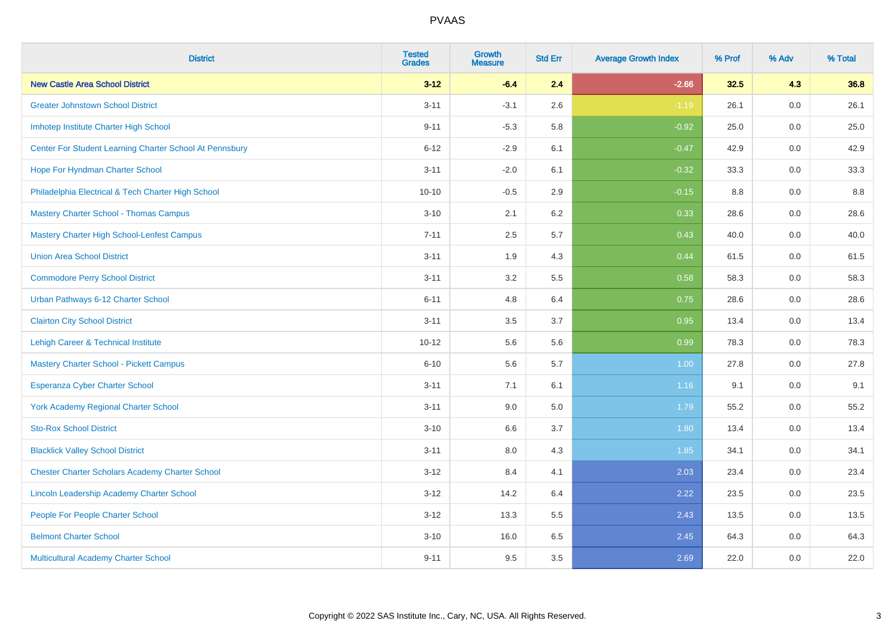# PVAAS

| District | Tested Grades | Growth Measure | Std Err | Average Growth Index | % Prof | % Adv | % Total |
|---|---|---|---|---|---|---|---|
| **New Castle Area School District** | **3-12** | **-6.4** | **2.4** | **-2.66** | **32.5** | **4.3** | **36.8** |
| Greater Johnstown School District | 3-11 | -3.1 | 2.6 | -1.19 | 26.1 | 0.0 | 26.1 |
| Imhotep Institute Charter High School | 9-11 | -5.3 | 5.8 | -0.92 | 25.0 | 0.0 | 25.0 |
| Center For Student Learning Charter School At Pennsbury | 6-12 | -2.9 | 6.1 | -0.47 | 42.9 | 0.0 | 42.9 |
| Hope For Hyndman Charter School | 3-11 | -2.0 | 6.1 | -0.32 | 33.3 | 0.0 | 33.3 |
| Philadelphia Electrical & Tech Charter High School | 10-10 | -0.5 | 2.9 | -0.15 | 8.8 | 0.0 | 8.8 |
| Mastery Charter School - Thomas Campus | 3-10 | 2.1 | 6.2 | 0.33 | 28.6 | 0.0 | 28.6 |
| Mastery Charter High School-Lenfest Campus | 7-11 | 2.5 | 5.7 | 0.43 | 40.0 | 0.0 | 40.0 |
| Union Area School District | 3-11 | 1.9 | 4.3 | 0.44 | 61.5 | 0.0 | 61.5 |
| Commodore Perry School District | 3-11 | 3.2 | 5.5 | 0.58 | 58.3 | 0.0 | 58.3 |
| Urban Pathways 6-12 Charter School | 6-11 | 4.8 | 6.4 | 0.75 | 28.6 | 0.0 | 28.6 |
| Clairton City School District | 3-11 | 3.5 | 3.7 | 0.95 | 13.4 | 0.0 | 13.4 |
| Lehigh Career & Technical Institute | 10-12 | 5.6 | 5.6 | 0.99 | 78.3 | 0.0 | 78.3 |
| Mastery Charter School - Pickett Campus | 6-10 | 5.6 | 5.7 | 1.00 | 27.8 | 0.0 | 27.8 |
| Esperanza Cyber Charter School | 3-11 | 7.1 | 6.1 | 1.16 | 9.1 | 0.0 | 9.1 |
| York Academy Regional Charter School | 3-11 | 9.0 | 5.0 | 1.79 | 55.2 | 0.0 | 55.2 |
| Sto-Rox School District | 3-10 | 6.6 | 3.7 | 1.80 | 13.4 | 0.0 | 13.4 |
| Blacklick Valley School District | 3-11 | 8.0 | 4.3 | 1.85 | 34.1 | 0.0 | 34.1 |
| Chester Charter Scholars Academy Charter School | 3-12 | 8.4 | 4.1 | 2.03 | 23.4 | 0.0 | 23.4 |
| Lincoln Leadership Academy Charter School | 3-12 | 14.2 | 6.4 | 2.22 | 23.5 | 0.0 | 23.5 |
| People For People Charter School | 3-12 | 13.3 | 5.5 | 2.43 | 13.5 | 0.0 | 13.5 |
| Belmont Charter School | 3-10 | 16.0 | 6.5 | 2.45 | 64.3 | 0.0 | 64.3 |
| Multicultural Academy Charter School | 9-11 | 9.5 | 3.5 | 2.69 | 22.0 | 0.0 | 22.0 |

Copyright © 2022 SAS Institute Inc., Cary, NC, USA. All Rights Reserved.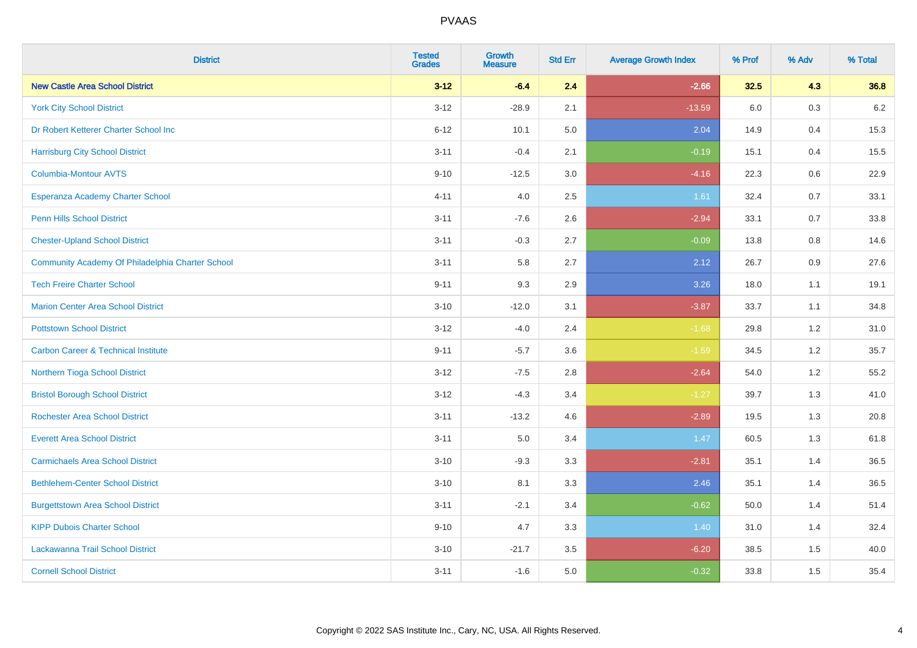| District | Tested Grades | Growth Measure | Std Err | Average Growth Index | % Prof | % Adv | % Total |
|---|---|---|---|---|---|---|---|
| **New Castle Area School District** | **3-12** | **-6.4** | **2.4** | **-2.66** | **32.5** | **4.3** | **36.8** |
| York City School District | 3-12 | -28.9 | 2.1 | -13.59 | 6.0 | 0.3 | 6.2 |
| Dr Robert Ketterer Charter School Inc | 6-12 | 10.1 | 5.0 | 2.04 | 14.9 | 0.4 | 15.3 |
| Harrisburg City School District | 3-11 | -0.4 | 2.1 | -0.19 | 15.1 | 0.4 | 15.5 |
| Columbia-Montour AVTS | 9-10 | -12.5 | 3.0 | -4.16 | 22.3 | 0.6 | 22.9 |
| Esperanza Academy Charter School | 4-11 | 4.0 | 2.5 | 1.61 | 32.4 | 0.7 | 33.1 |
| Penn Hills School District | 3-11 | -7.6 | 2.6 | -2.94 | 33.1 | 0.7 | 33.8 |
| Chester-Upland School District | 3-11 | -0.3 | 2.7 | -0.09 | 13.8 | 0.8 | 14.6 |
| Community Academy Of Philadelphia Charter School | 3-11 | 5.8 | 2.7 | 2.12 | 26.7 | 0.9 | 27.6 |
| Tech Freire Charter School | 9-11 | 9.3 | 2.9 | 3.26 | 18.0 | 1.1 | 19.1 |
| Marion Center Area School District | 3-10 | -12.0 | 3.1 | -3.87 | 33.7 | 1.1 | 34.8 |
| Pottstown School District | 3-12 | -4.0 | 2.4 | -1.68 | 29.8 | 1.2 | 31.0 |
| Carbon Career & Technical Institute | 9-11 | -5.7 | 3.6 | -1.59 | 34.5 | 1.2 | 35.7 |
| Northern Tioga School District | 3-12 | -7.5 | 2.8 | -2.64 | 54.0 | 1.2 | 55.2 |
| Bristol Borough School District | 3-12 | -4.3 | 3.4 | -1.27 | 39.7 | 1.3 | 41.0 |
| Rochester Area School District | 3-11 | -13.2 | 4.6 | -2.89 | 19.5 | 1.3 | 20.8 |
| Everett Area School District | 3-11 | 5.0 | 3.4 | 1.47 | 60.5 | 1.3 | 61.8 |
| Carmichaels Area School District | 3-10 | -9.3 | 3.3 | -2.81 | 35.1 | 1.4 | 36.5 |
| Bethlehem-Center School District | 3-10 | 8.1 | 3.3 | 2.46 | 35.1 | 1.4 | 36.5 |
| Burgettstown Area School District | 3-11 | -2.1 | 3.4 | -0.62 | 50.0 | 1.4 | 51.4 |
| KIPP Dubois Charter School | 9-10 | 4.7 | 3.3 | 1.40 | 31.0 | 1.4 | 32.4 |
| Lackawanna Trail School District | 3-10 | -21.7 | 3.5 | -6.20 | 38.5 | 1.5 | 40.0 |
| Cornell School District | 3-11 | -1.6 | 5.0 | -0.32 | 33.8 | 1.5 | 35.4 |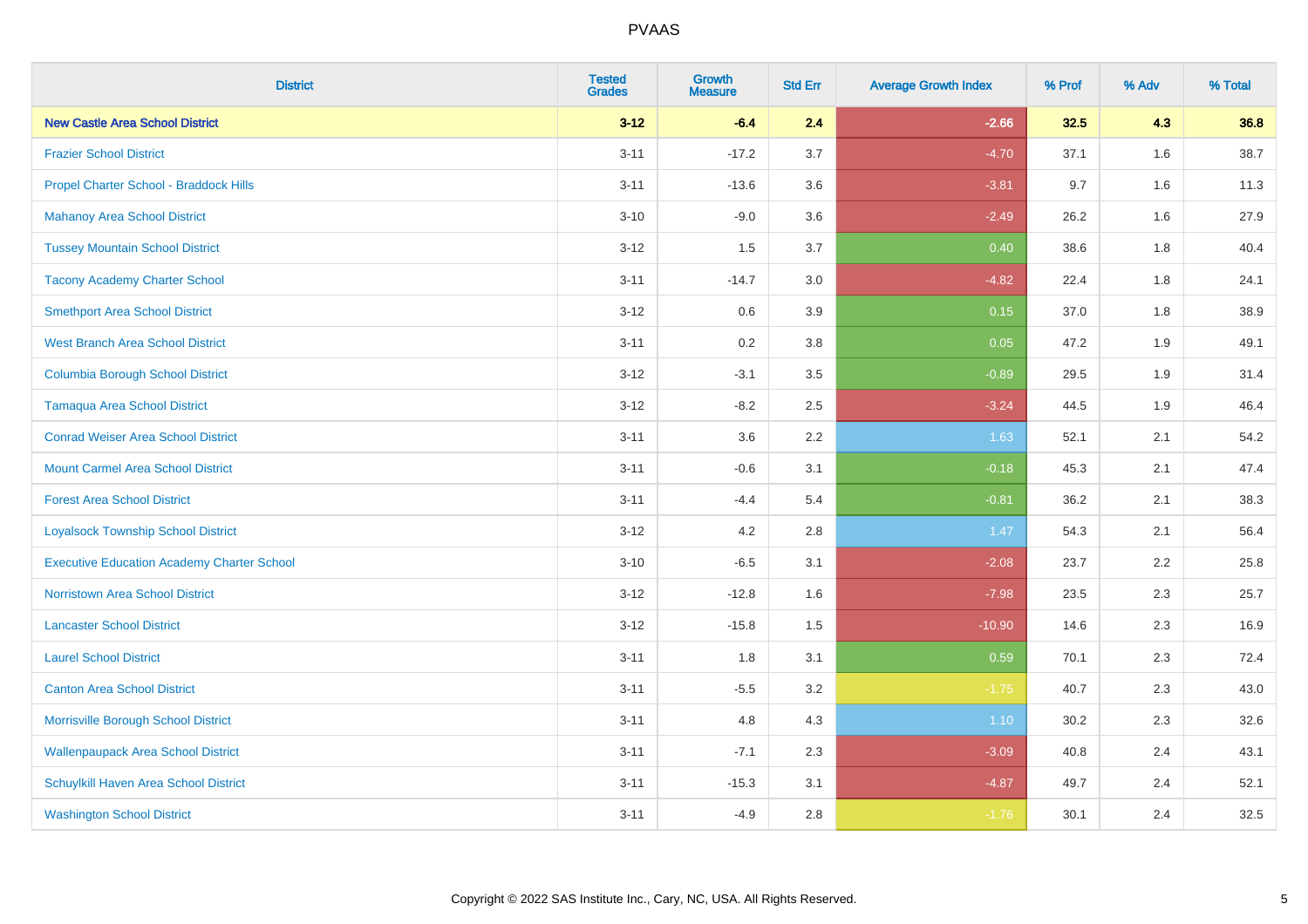| District | Tested Grades | Growth Measure | Std Err | Average Growth Index | % Prof | % Adv | % Total |
|---|---|---|---|---|---|---|---|
| **New Castle Area School District** | **3-12** | **-6.4** | **2.4** | **-2.66** | **32.5** | **4.3** | **36.8** |
| Frazier School District | 3-11 | -17.2 | 3.7 | -4.70 | 37.1 | 1.6 | 38.7 |
| Propel Charter School - Braddock Hills | 3-11 | -13.6 | 3.6 | -3.81 | 9.7 | 1.6 | 11.3 |
| Mahanoy Area School District | 3-10 | -9.0 | 3.6 | -2.49 | 26.2 | 1.6 | 27.9 |
| Tussey Mountain School District | 3-12 | 1.5 | 3.7 | 0.40 | 38.6 | 1.8 | 40.4 |
| Tacony Academy Charter School | 3-11 | -14.7 | 3.0 | -4.82 | 22.4 | 1.8 | 24.1 |
| Smethport Area School District | 3-12 | 0.6 | 3.9 | 0.15 | 37.0 | 1.8 | 38.9 |
| West Branch Area School District | 3-11 | 0.2 | 3.8 | 0.05 | 47.2 | 1.9 | 49.1 |
| Columbia Borough School District | 3-12 | -3.1 | 3.5 | -0.89 | 29.5 | 1.9 | 31.4 |
| Tamaqua Area School District | 3-12 | -8.2 | 2.5 | -3.24 | 44.5 | 1.9 | 46.4 |
| Conrad Weiser Area School District | 3-11 | 3.6 | 2.2 | 1.63 | 52.1 | 2.1 | 54.2 |
| Mount Carmel Area School District | 3-11 | -0.6 | 3.1 | -0.18 | 45.3 | 2.1 | 47.4 |
| Forest Area School District | 3-11 | -4.4 | 5.4 | -0.81 | 36.2 | 2.1 | 38.3 |
| Loyalsock Township School District | 3-12 | 4.2 | 2.8 | 1.47 | 54.3 | 2.1 | 56.4 |
| Executive Education Academy Charter School | 3-10 | -6.5 | 3.1 | -2.08 | 23.7 | 2.2 | 25.8 |
| Norristown Area School District | 3-12 | -12.8 | 1.6 | -7.98 | 23.5 | 2.3 | 25.7 |
| Lancaster School District | 3-12 | -15.8 | 1.5 | -10.90 | 14.6 | 2.3 | 16.9 |
| Laurel School District | 3-11 | 1.8 | 3.1 | 0.59 | 70.1 | 2.3 | 72.4 |
| Canton Area School District | 3-11 | -5.5 | 3.2 | -1.75 | 40.7 | 2.3 | 43.0 |
| Morrisville Borough School District | 3-11 | 4.8 | 4.3 | 1.10 | 30.2 | 2.3 | 32.6 |
| Wallenpaupack Area School District | 3-11 | -7.1 | 2.3 | -3.09 | 40.8 | 2.4 | 43.1 |
| Schuylkill Haven Area School District | 3-11 | -15.3 | 3.1 | -4.87 | 49.7 | 2.4 | 52.1 |
| Washington School District | 3-11 | -4.9 | 2.8 | -1.76 | 30.1 | 2.4 | 32.5 |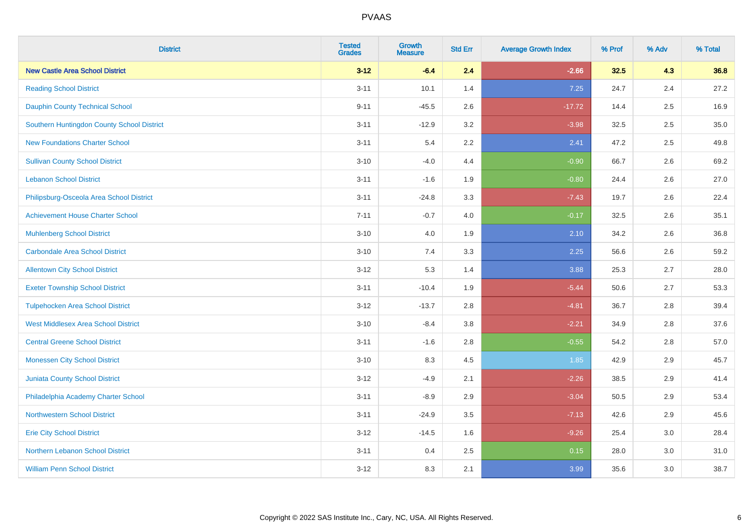PVAAS

| District | Tested Grades | Growth Measure | Std Err | Average Growth Index | % Prof | % Adv | % Total |
|---|---|---|---|---|---|---|---|
| **New Castle Area School District** | **3-12** | **-6.4** | **2.4** | **-2.66** | **32.5** | **4.3** | **36.8** |
| Reading School District | 3-11 | 10.1 | 1.4 | 7.25 | 24.7 | 2.4 | 27.2 |
| Dauphin County Technical School | 9-11 | -45.5 | 2.6 | -17.72 | 14.4 | 2.5 | 16.9 |
| Southern Huntingdon County School District | 3-11 | -12.9 | 3.2 | -3.98 | 32.5 | 2.5 | 35.0 |
| New Foundations Charter School | 3-11 | 5.4 | 2.2 | 2.41 | 47.2 | 2.5 | 49.8 |
| Sullivan County School District | 3-10 | -4.0 | 4.4 | -0.90 | 66.7 | 2.6 | 69.2 |
| Lebanon School District | 3-11 | -1.6 | 1.9 | -0.80 | 24.4 | 2.6 | 27.0 |
| Philipsburg-Osceola Area School District | 3-11 | -24.8 | 3.3 | -7.43 | 19.7 | 2.6 | 22.4 |
| Achievement House Charter School | 7-11 | -0.7 | 4.0 | -0.17 | 32.5 | 2.6 | 35.1 |
| Muhlenberg School District | 3-10 | 4.0 | 1.9 | 2.10 | 34.2 | 2.6 | 36.8 |
| Carbondale Area School District | 3-10 | 7.4 | 3.3 | 2.25 | 56.6 | 2.6 | 59.2 |
| Allentown City School District | 3-12 | 5.3 | 1.4 | 3.88 | 25.3 | 2.7 | 28.0 |
| Exeter Township School District | 3-11 | -10.4 | 1.9 | -5.44 | 50.6 | 2.7 | 53.3 |
| Tulpehocken Area School District | 3-12 | -13.7 | 2.8 | -4.81 | 36.7 | 2.8 | 39.4 |
| West Middlesex Area School District | 3-10 | -8.4 | 3.8 | -2.21 | 34.9 | 2.8 | 37.6 |
| Central Greene School District | 3-11 | -1.6 | 2.8 | -0.55 | 54.2 | 2.8 | 57.0 |
| Monessen City School District | 3-10 | 8.3 | 4.5 | 1.85 | 42.9 | 2.9 | 45.7 |
| Juniata County School District | 3-12 | -4.9 | 2.1 | -2.26 | 38.5 | 2.9 | 41.4 |
| Philadelphia Academy Charter School | 3-11 | -8.9 | 2.9 | -3.04 | 50.5 | 2.9 | 53.4 |
| Northwestern School District | 3-11 | -24.9 | 3.5 | -7.13 | 42.6 | 2.9 | 45.6 |
| Erie City School District | 3-12 | -14.5 | 1.6 | -9.26 | 25.4 | 3.0 | 28.4 |
| Northern Lebanon School District | 3-11 | 0.4 | 2.5 | 0.15 | 28.0 | 3.0 | 31.0 |
| William Penn School District | 3-12 | 8.3 | 2.1 | 3.99 | 35.6 | 3.0 | 38.7 |

Copyright © 2022 SAS Institute Inc., Cary, NC, USA. All Rights Reserved.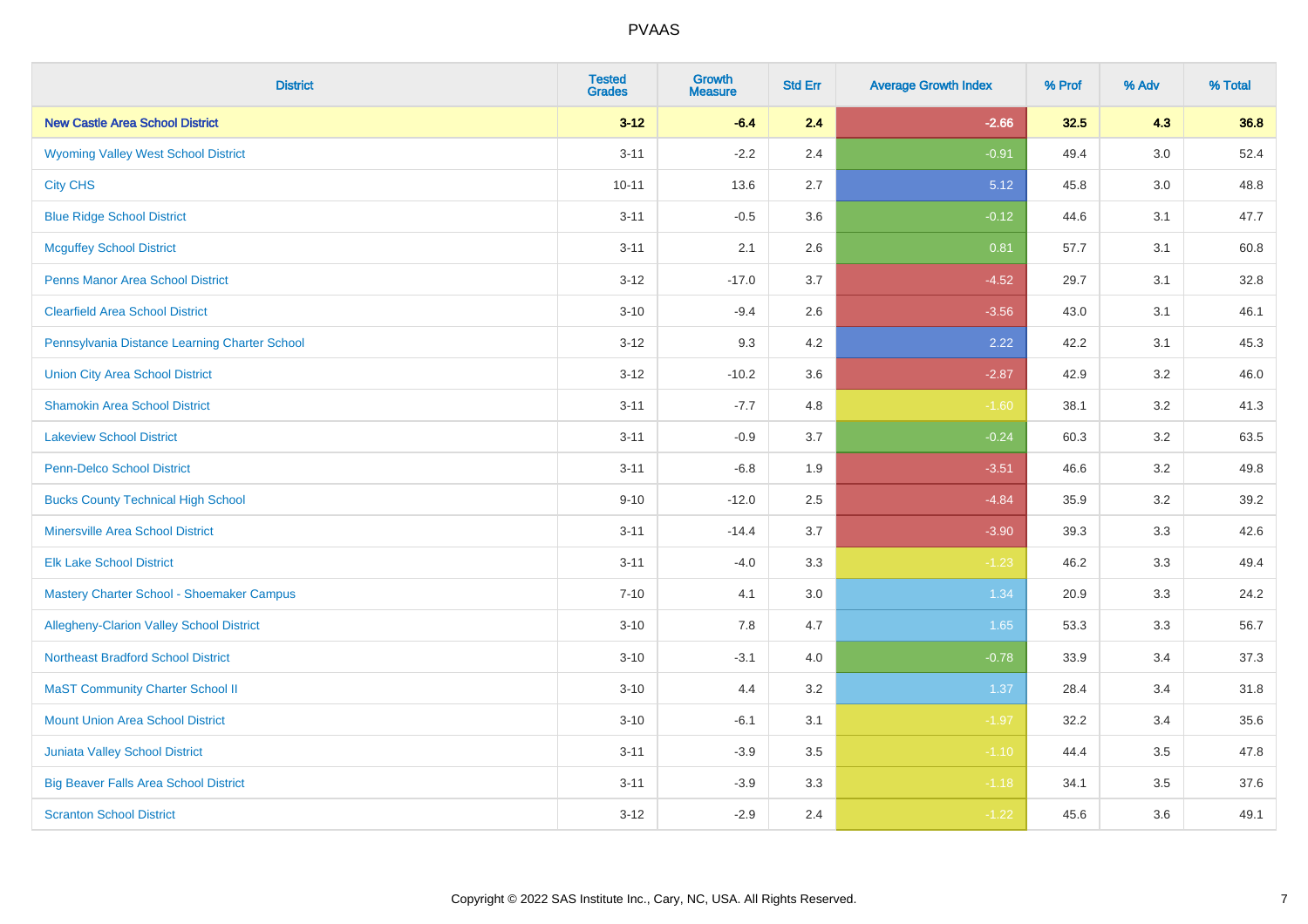| District | Tested Grades | Growth Measure | Std Err | Average Growth Index | % Prof | % Adv | % Total |
|---|---|---|---|---|---|---|---|
| **New Castle Area School District** | **3-12** | **-6.4** | **2.4** | **-2.66** | **32.5** | **4.3** | **36.8** |
| Wyoming Valley West School District | 3-11 | -2.2 | 2.4 | -0.91 | 49.4 | 3.0 | 52.4 |
| City CHS | 10-11 | 13.6 | 2.7 | 5.12 | 45.8 | 3.0 | 48.8 |
| Blue Ridge School District | 3-11 | -0.5 | 3.6 | -0.12 | 44.6 | 3.1 | 47.7 |
| Mcguffey School District | 3-11 | 2.1 | 2.6 | 0.81 | 57.7 | 3.1 | 60.8 |
| Penns Manor Area School District | 3-12 | -17.0 | 3.7 | -4.52 | 29.7 | 3.1 | 32.8 |
| Clearfield Area School District | 3-10 | -9.4 | 2.6 | -3.56 | 43.0 | 3.1 | 46.1 |
| Pennsylvania Distance Learning Charter School | 3-12 | 9.3 | 4.2 | 2.22 | 42.2 | 3.1 | 45.3 |
| Union City Area School District | 3-12 | -10.2 | 3.6 | -2.87 | 42.9 | 3.2 | 46.0 |
| Shamokin Area School District | 3-11 | -7.7 | 4.8 | -1.60 | 38.1 | 3.2 | 41.3 |
| Lakeview School District | 3-11 | -0.9 | 3.7 | -0.24 | 60.3 | 3.2 | 63.5 |
| Penn-Delco School District | 3-11 | -6.8 | 1.9 | -3.51 | 46.6 | 3.2 | 49.8 |
| Bucks County Technical High School | 9-10 | -12.0 | 2.5 | -4.84 | 35.9 | 3.2 | 39.2 |
| Minersville Area School District | 3-11 | -14.4 | 3.7 | -3.90 | 39.3 | 3.3 | 42.6 |
| Elk Lake School District | 3-11 | -4.0 | 3.3 | -1.23 | 46.2 | 3.3 | 49.4 |
| Mastery Charter School - Shoemaker Campus | 7-10 | 4.1 | 3.0 | 1.34 | 20.9 | 3.3 | 24.2 |
| Allegheny-Clarion Valley School District | 3-10 | 7.8 | 4.7 | 1.65 | 53.3 | 3.3 | 56.7 |
| Northeast Bradford School District | 3-10 | -3.1 | 4.0 | -0.78 | 33.9 | 3.4 | 37.3 |
| MaST Community Charter School II | 3-10 | 4.4 | 3.2 | 1.37 | 28.4 | 3.4 | 31.8 |
| Mount Union Area School District | 3-10 | -6.1 | 3.1 | -1.97 | 32.2 | 3.4 | 35.6 |
| Juniata Valley School District | 3-11 | -3.9 | 3.5 | -1.10 | 44.4 | 3.5 | 47.8 |
| Big Beaver Falls Area School District | 3-11 | -3.9 | 3.3 | -1.18 | 34.1 | 3.5 | 37.6 |
| Scranton School District | 3-12 | -2.9 | 2.4 | -1.22 | 45.6 | 3.6 | 49.1 |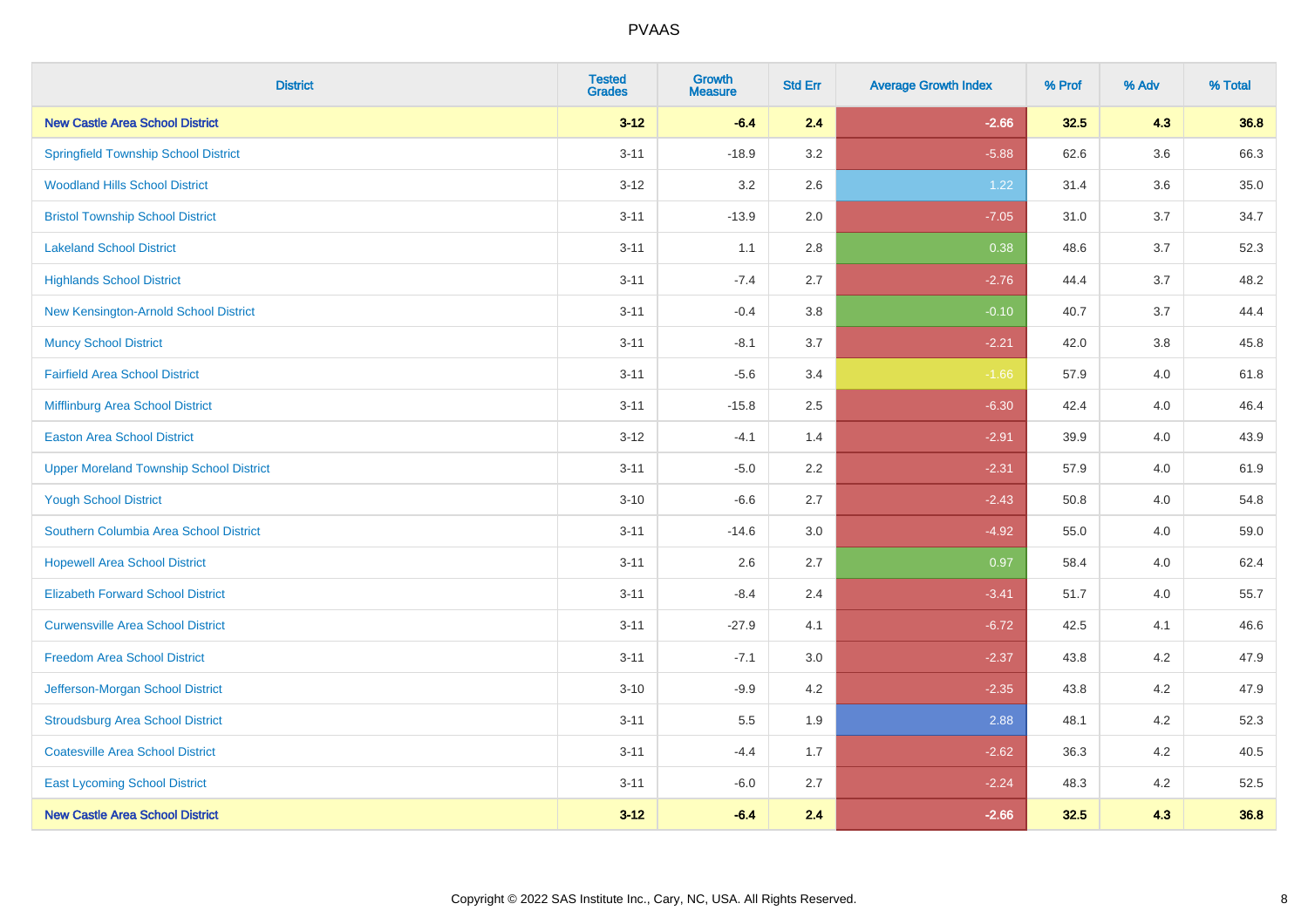# PVAAS

| District | Tested Grades | Growth Measure | Std Err | Average Growth Index | % Prof | % Adv | % Total |
|---|---|---|---|---|---|---|---|
| **New Castle Area School District** | **3-12** | **-6.4** | **2.4** | **-2.66** | **32.5** | **4.3** | **36.8** |
| Springfield Township School District | 3-11 | -18.9 | 3.2 | -5.88 | 62.6 | 3.6 | 66.3 |
| Woodland Hills School District | 3-12 | 3.2 | 2.6 | 1.22 | 31.4 | 3.6 | 35.0 |
| Bristol Township School District | 3-11 | -13.9 | 2.0 | -7.05 | 31.0 | 3.7 | 34.7 |
| Lakeland School District | 3-11 | 1.1 | 2.8 | 0.38 | 48.6 | 3.7 | 52.3 |
| Highlands School District | 3-11 | -7.4 | 2.7 | -2.76 | 44.4 | 3.7 | 48.2 |
| New Kensington-Arnold School District | 3-11 | -0.4 | 3.8 | -0.10 | 40.7 | 3.7 | 44.4 |
| Muncy School District | 3-11 | -8.1 | 3.7 | -2.21 | 42.0 | 3.8 | 45.8 |
| Fairfield Area School District | 3-11 | -5.6 | 3.4 | -1.66 | 57.9 | 4.0 | 61.8 |
| Mifflinburg Area School District | 3-11 | -15.8 | 2.5 | -6.30 | 42.4 | 4.0 | 46.4 |
| Easton Area School District | 3-12 | -4.1 | 1.4 | -2.91 | 39.9 | 4.0 | 43.9 |
| Upper Moreland Township School District | 3-11 | -5.0 | 2.2 | -2.31 | 57.9 | 4.0 | 61.9 |
| Yough School District | 3-10 | -6.6 | 2.7 | -2.43 | 50.8 | 4.0 | 54.8 |
| Southern Columbia Area School District | 3-11 | -14.6 | 3.0 | -4.92 | 55.0 | 4.0 | 59.0 |
| Hopewell Area School District | 3-11 | 2.6 | 2.7 | 0.97 | 58.4 | 4.0 | 62.4 |
| Elizabeth Forward School District | 3-11 | -8.4 | 2.4 | -3.41 | 51.7 | 4.0 | 55.7 |
| Curwensville Area School District | 3-11 | -27.9 | 4.1 | -6.72 | 42.5 | 4.1 | 46.6 |
| Freedom Area School District | 3-11 | -7.1 | 3.0 | -2.37 | 43.8 | 4.2 | 47.9 |
| Jefferson-Morgan School District | 3-10 | -9.9 | 4.2 | -2.35 | 43.8 | 4.2 | 47.9 |
| Stroudsburg Area School District | 3-11 | 5.5 | 1.9 | 2.88 | 48.1 | 4.2 | 52.3 |
| Coatesville Area School District | 3-11 | -4.4 | 1.7 | -2.62 | 36.3 | 4.2 | 40.5 |
| East Lycoming School District | 3-11 | -6.0 | 2.7 | -2.24 | 48.3 | 4.2 | 52.5 |
| **New Castle Area School District** | **3-12** | **-6.4** | **2.4** | **-2.66** | **32.5** | **4.3** | **36.8** |

Copyright © 2022 SAS Institute Inc., Cary, NC, USA. All Rights Reserved.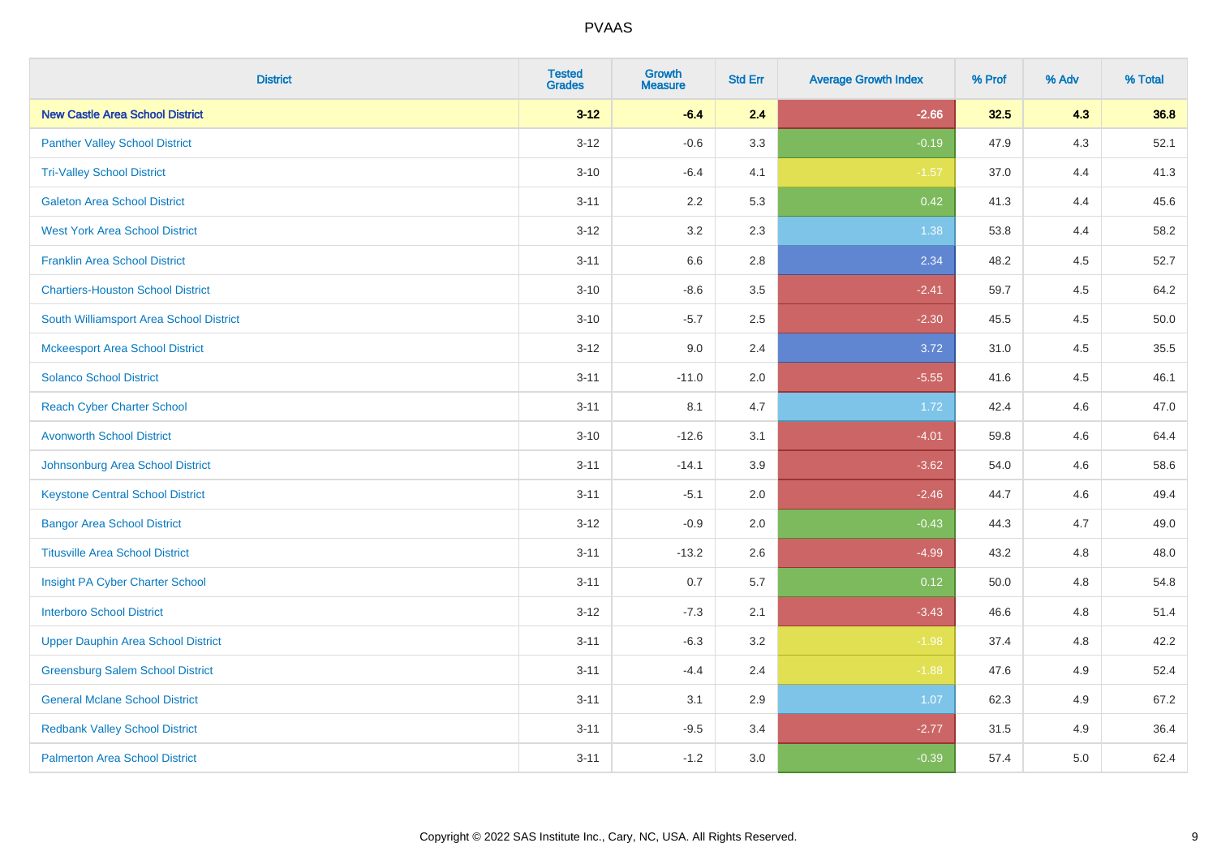# PVAAS

| District | Tested Grades | Growth Measure | Std Err | Average Growth Index | % Prof | % Adv | % Total |
|---|---|---|---|---|---|---|---|
| **New Castle Area School District** | **3-12** | **-6.4** | **2.4** | **-2.66** | **32.5** | **4.3** | **36.8** |
| Panther Valley School District | 3-12 | -0.6 | 3.3 | -0.19 | 47.9 | 4.3 | 52.1 |
| Tri-Valley School District | 3-10 | -6.4 | 4.1 | -1.57 | 37.0 | 4.4 | 41.3 |
| Galeton Area School District | 3-11 | 2.2 | 5.3 | 0.42 | 41.3 | 4.4 | 45.6 |
| West York Area School District | 3-12 | 3.2 | 2.3 | 1.38 | 53.8 | 4.4 | 58.2 |
| Franklin Area School District | 3-11 | 6.6 | 2.8 | 2.34 | 48.2 | 4.5 | 52.7 |
| Chartiers-Houston School District | 3-10 | -8.6 | 3.5 | -2.41 | 59.7 | 4.5 | 64.2 |
| South Williamsport Area School District | 3-10 | -5.7 | 2.5 | -2.30 | 45.5 | 4.5 | 50.0 |
| Mckeesport Area School District | 3-12 | 9.0 | 2.4 | 3.72 | 31.0 | 4.5 | 35.5 |
| Solanco School District | 3-11 | -11.0 | 2.0 | -5.55 | 41.6 | 4.5 | 46.1 |
| Reach Cyber Charter School | 3-11 | 8.1 | 4.7 | 1.72 | 42.4 | 4.6 | 47.0 |
| Avonworth School District | 3-10 | -12.6 | 3.1 | -4.01 | 59.8 | 4.6 | 64.4 |
| Johnsonburg Area School District | 3-11 | -14.1 | 3.9 | -3.62 | 54.0 | 4.6 | 58.6 |
| Keystone Central School District | 3-11 | -5.1 | 2.0 | -2.46 | 44.7 | 4.6 | 49.4 |
| Bangor Area School District | 3-12 | -0.9 | 2.0 | -0.43 | 44.3 | 4.7 | 49.0 |
| Titusville Area School District | 3-11 | -13.2 | 2.6 | -4.99 | 43.2 | 4.8 | 48.0 |
| Insight PA Cyber Charter School | 3-11 | 0.7 | 5.7 | 0.12 | 50.0 | 4.8 | 54.8 |
| Interboro School District | 3-12 | -7.3 | 2.1 | -3.43 | 46.6 | 4.8 | 51.4 |
| Upper Dauphin Area School District | 3-11 | -6.3 | 3.2 | -1.98 | 37.4 | 4.8 | 42.2 |
| Greensburg Salem School District | 3-11 | -4.4 | 2.4 | -1.88 | 47.6 | 4.9 | 52.4 |
| General Mclane School District | 3-11 | 3.1 | 2.9 | 1.07 | 62.3 | 4.9 | 67.2 |
| Redbank Valley School District | 3-11 | -9.5 | 3.4 | -2.77 | 31.5 | 4.9 | 36.4 |
| Palmerton Area School District | 3-11 | -1.2 | 3.0 | -0.39 | 57.4 | 5.0 | 62.4 |

Copyright © 2022 SAS Institute Inc., Cary, NC, USA. All Rights Reserved.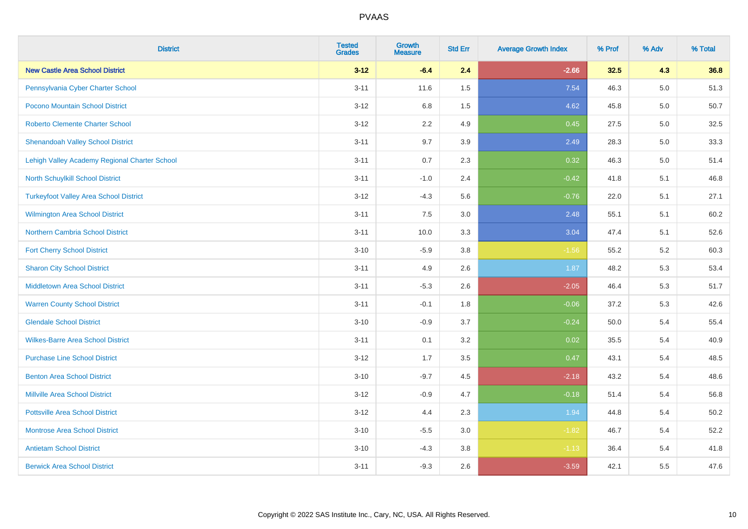| District | Tested Grades | Growth Measure | Std Err | Average Growth Index | % Prof | % Adv | % Total |
|---|---|---|---|---|---|---|---|
| **New Castle Area School District** | **3-12** | **-6.4** | **2.4** | **-2.66** | **32.5** | **4.3** | **36.8** |
| Pennsylvania Cyber Charter School | 3-11 | 11.6 | 1.5 | 7.54 | 46.3 | 5.0 | 51.3 |
| Pocono Mountain School District | 3-12 | 6.8 | 1.5 | 4.62 | 45.8 | 5.0 | 50.7 |
| Roberto Clemente Charter School | 3-12 | 2.2 | 4.9 | 0.45 | 27.5 | 5.0 | 32.5 |
| Shenandoah Valley School District | 3-11 | 9.7 | 3.9 | 2.49 | 28.3 | 5.0 | 33.3 |
| Lehigh Valley Academy Regional Charter School | 3-11 | 0.7 | 2.3 | 0.32 | 46.3 | 5.0 | 51.4 |
| North Schuylkill School District | 3-11 | -1.0 | 2.4 | -0.42 | 41.8 | 5.1 | 46.8 |
| Turkeyfoot Valley Area School District | 3-12 | -4.3 | 5.6 | -0.76 | 22.0 | 5.1 | 27.1 |
| Wilmington Area School District | 3-11 | 7.5 | 3.0 | 2.48 | 55.1 | 5.1 | 60.2 |
| Northern Cambria School District | 3-11 | 10.0 | 3.3 | 3.04 | 47.4 | 5.1 | 52.6 |
| Fort Cherry School District | 3-10 | -5.9 | 3.8 | -1.56 | 55.2 | 5.2 | 60.3 |
| Sharon City School District | 3-11 | 4.9 | 2.6 | 1.87 | 48.2 | 5.3 | 53.4 |
| Middletown Area School District | 3-11 | -5.3 | 2.6 | -2.05 | 46.4 | 5.3 | 51.7 |
| Warren County School District | 3-11 | -0.1 | 1.8 | -0.06 | 37.2 | 5.3 | 42.6 |
| Glendale School District | 3-10 | -0.9 | 3.7 | -0.24 | 50.0 | 5.4 | 55.4 |
| Wilkes-Barre Area School District | 3-11 | 0.1 | 3.2 | 0.02 | 35.5 | 5.4 | 40.9 |
| Purchase Line School District | 3-12 | 1.7 | 3.5 | 0.47 | 43.1 | 5.4 | 48.5 |
| Benton Area School District | 3-10 | -9.7 | 4.5 | -2.18 | 43.2 | 5.4 | 48.6 |
| Millville Area School District | 3-12 | -0.9 | 4.7 | -0.18 | 51.4 | 5.4 | 56.8 |
| Pottsville Area School District | 3-12 | 4.4 | 2.3 | 1.94 | 44.8 | 5.4 | 50.2 |
| Montrose Area School District | 3-10 | -5.5 | 3.0 | -1.82 | 46.7 | 5.4 | 52.2 |
| Antietam School District | 3-10 | -4.3 | 3.8 | -1.13 | 36.4 | 5.4 | 41.8 |
| Berwick Area School District | 3-11 | -9.3 | 2.6 | -3.59 | 42.1 | 5.5 | 47.6 |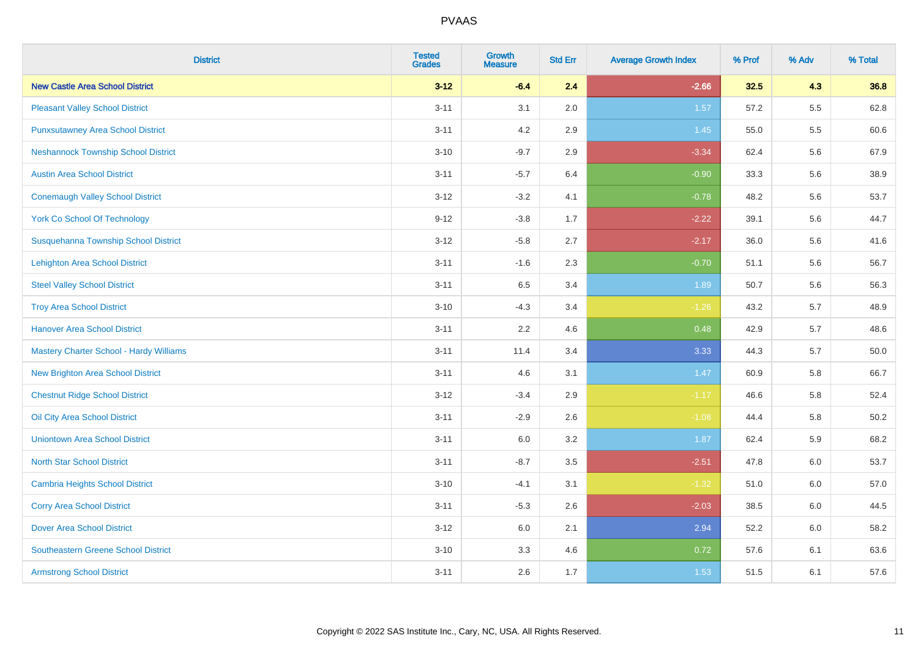| District | Tested Grades | Growth Measure | Std Err | Average Growth Index | % Prof | % Adv | % Total |
|---|---|---|---|---|---|---|---|
| **New Castle Area School District** | **3-12** | **-6.4** | **2.4** | **-2.66** | **32.5** | **4.3** | **36.8** |
| Pleasant Valley School District | 3-11 | 3.1 | 2.0 | 1.57 | 57.2 | 5.5 | 62.8 |
| Punxsutawney Area School District | 3-11 | 4.2 | 2.9 | 1.45 | 55.0 | 5.5 | 60.6 |
| Neshannock Township School District | 3-10 | -9.7 | 2.9 | -3.34 | 62.4 | 5.6 | 67.9 |
| Austin Area School District | 3-11 | -5.7 | 6.4 | -0.90 | 33.3 | 5.6 | 38.9 |
| Conemaugh Valley School District | 3-12 | -3.2 | 4.1 | -0.78 | 48.2 | 5.6 | 53.7 |
| York Co School Of Technology | 9-12 | -3.8 | 1.7 | -2.22 | 39.1 | 5.6 | 44.7 |
| Susquehanna Township School District | 3-12 | -5.8 | 2.7 | -2.17 | 36.0 | 5.6 | 41.6 |
| Lehighton Area School District | 3-11 | -1.6 | 2.3 | -0.70 | 51.1 | 5.6 | 56.7 |
| Steel Valley School District | 3-11 | 6.5 | 3.4 | 1.89 | 50.7 | 5.6 | 56.3 |
| Troy Area School District | 3-10 | -4.3 | 3.4 | -1.26 | 43.2 | 5.7 | 48.9 |
| Hanover Area School District | 3-11 | 2.2 | 4.6 | 0.48 | 42.9 | 5.7 | 48.6 |
| Mastery Charter School - Hardy Williams | 3-11 | 11.4 | 3.4 | 3.33 | 44.3 | 5.7 | 50.0 |
| New Brighton Area School District | 3-11 | 4.6 | 3.1 | 1.47 | 60.9 | 5.8 | 66.7 |
| Chestnut Ridge School District | 3-12 | -3.4 | 2.9 | -1.17 | 46.6 | 5.8 | 52.4 |
| Oil City Area School District | 3-11 | -2.9 | 2.6 | -1.08 | 44.4 | 5.8 | 50.2 |
| Uniontown Area School District | 3-11 | 6.0 | 3.2 | 1.87 | 62.4 | 5.9 | 68.2 |
| North Star School District | 3-11 | -8.7 | 3.5 | -2.51 | 47.8 | 6.0 | 53.7 |
| Cambria Heights School District | 3-10 | -4.1 | 3.1 | -1.32 | 51.0 | 6.0 | 57.0 |
| Corry Area School District | 3-11 | -5.3 | 2.6 | -2.03 | 38.5 | 6.0 | 44.5 |
| Dover Area School District | 3-12 | 6.0 | 2.1 | 2.94 | 52.2 | 6.0 | 58.2 |
| Southeastern Greene School District | 3-10 | 3.3 | 4.6 | 0.72 | 57.6 | 6.1 | 63.6 |
| Armstrong School District | 3-11 | 2.6 | 1.7 | 1.53 | 51.5 | 6.1 | 57.6 |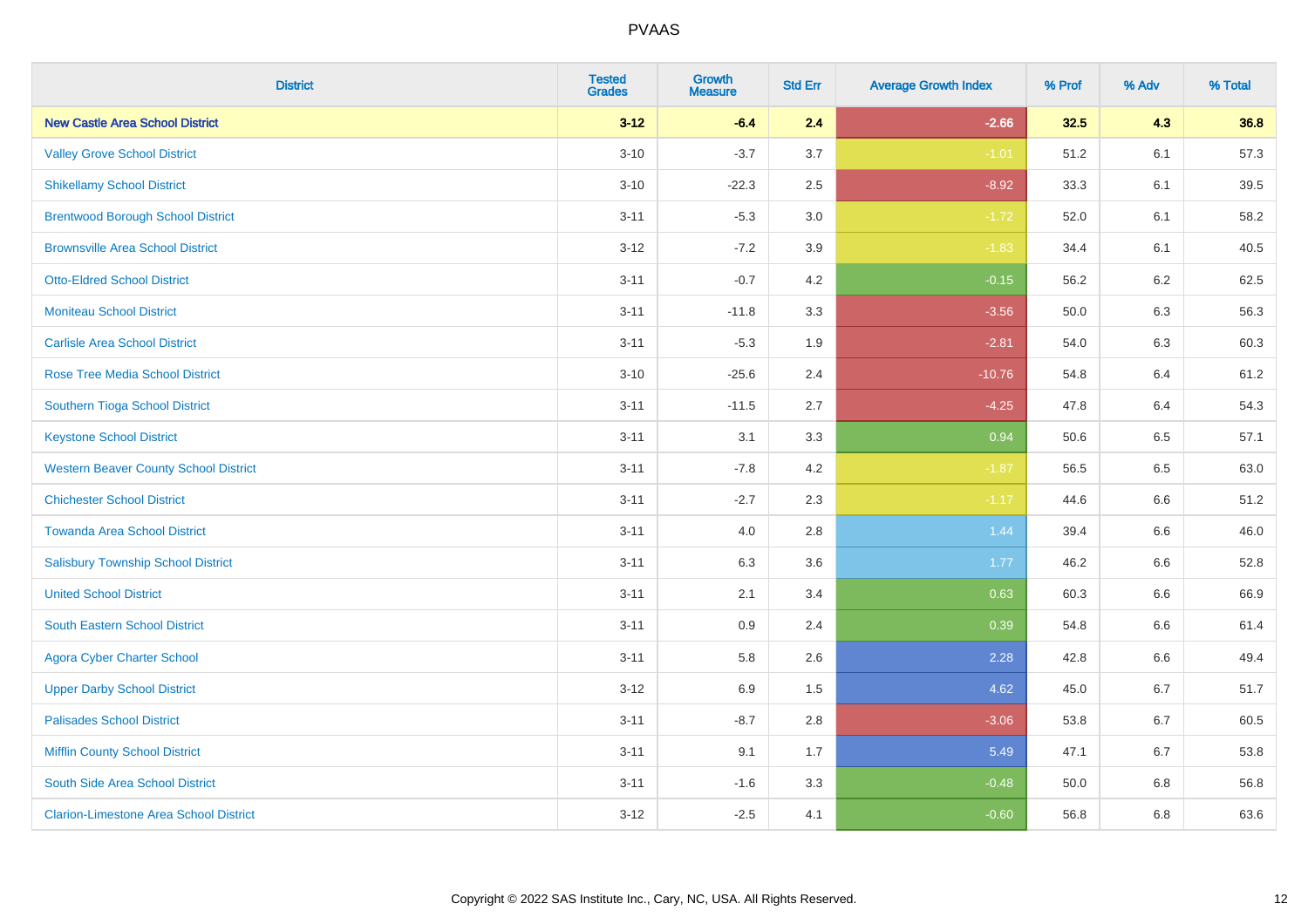| District | Tested Grades | Growth Measure | Std Err | Average Growth Index | % Prof | % Adv | % Total |
|---|---|---|---|---|---|---|---|
| **New Castle Area School District** | **3-12** | **-6.4** | **2.4** | **-2.66** | **32.5** | **4.3** | **36.8** |
| Valley Grove School District | 3-10 | -3.7 | 3.7 | -1.01 | 51.2 | 6.1 | 57.3 |
| Shikellamy School District | 3-10 | -22.3 | 2.5 | -8.92 | 33.3 | 6.1 | 39.5 |
| Brentwood Borough School District | 3-11 | -5.3 | 3.0 | -1.72 | 52.0 | 6.1 | 58.2 |
| Brownsville Area School District | 3-12 | -7.2 | 3.9 | -1.83 | 34.4 | 6.1 | 40.5 |
| Otto-Eldred School District | 3-11 | -0.7 | 4.2 | -0.15 | 56.2 | 6.2 | 62.5 |
| Moniteau School District | 3-11 | -11.8 | 3.3 | -3.56 | 50.0 | 6.3 | 56.3 |
| Carlisle Area School District | 3-11 | -5.3 | 1.9 | -2.81 | 54.0 | 6.3 | 60.3 |
| Rose Tree Media School District | 3-10 | -25.6 | 2.4 | -10.76 | 54.8 | 6.4 | 61.2 |
| Southern Tioga School District | 3-11 | -11.5 | 2.7 | -4.25 | 47.8 | 6.4 | 54.3 |
| Keystone School District | 3-11 | 3.1 | 3.3 | 0.94 | 50.6 | 6.5 | 57.1 |
| Western Beaver County School District | 3-11 | -7.8 | 4.2 | -1.87 | 56.5 | 6.5 | 63.0 |
| Chichester School District | 3-11 | -2.7 | 2.3 | -1.17 | 44.6 | 6.6 | 51.2 |
| Towanda Area School District | 3-11 | 4.0 | 2.8 | 1.44 | 39.4 | 6.6 | 46.0 |
| Salisbury Township School District | 3-11 | 6.3 | 3.6 | 1.77 | 46.2 | 6.6 | 52.8 |
| United School District | 3-11 | 2.1 | 3.4 | 0.63 | 60.3 | 6.6 | 66.9 |
| South Eastern School District | 3-11 | 0.9 | 2.4 | 0.39 | 54.8 | 6.6 | 61.4 |
| Agora Cyber Charter School | 3-11 | 5.8 | 2.6 | 2.28 | 42.8 | 6.6 | 49.4 |
| Upper Darby School District | 3-12 | 6.9 | 1.5 | 4.62 | 45.0 | 6.7 | 51.7 |
| Palisades School District | 3-11 | -8.7 | 2.8 | -3.06 | 53.8 | 6.7 | 60.5 |
| Mifflin County School District | 3-11 | 9.1 | 1.7 | 5.49 | 47.1 | 6.7 | 53.8 |
| South Side Area School District | 3-11 | -1.6 | 3.3 | -0.48 | 50.0 | 6.8 | 56.8 |
| Clarion-Limestone Area School District | 3-12 | -2.5 | 4.1 | -0.60 | 56.8 | 6.8 | 63.6 |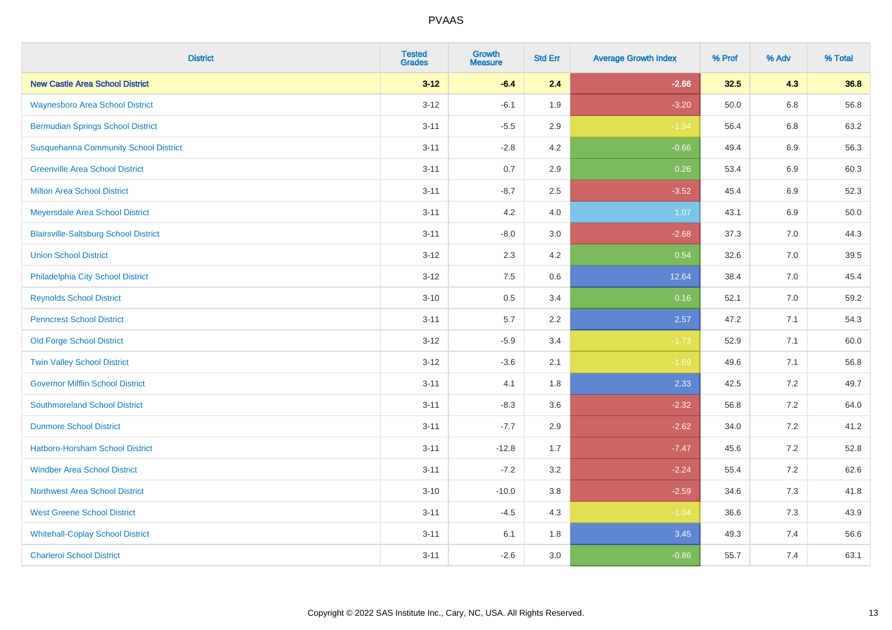| District | Tested Grades | Growth Measure | Std Err | Average Growth Index | % Prof | % Adv | % Total |
|---|---|---|---|---|---|---|---|
| **New Castle Area School District** | **3-12** | **-6.4** | **2.4** | **-2.66** | **32.5** | **4.3** | **36.8** |
| Waynesboro Area School District | 3-12 | -6.1 | 1.9 | -3.20 | 50.0 | 6.8 | 56.8 |
| Bermudian Springs School District | 3-11 | -5.5 | 2.9 | -1.94 | 56.4 | 6.8 | 63.2 |
| Susquehanna Community School District | 3-11 | -2.8 | 4.2 | -0.66 | 49.4 | 6.9 | 56.3 |
| Greenville Area School District | 3-11 | 0.7 | 2.9 | 0.26 | 53.4 | 6.9 | 60.3 |
| Milton Area School District | 3-11 | -8.7 | 2.5 | -3.52 | 45.4 | 6.9 | 52.3 |
| Meyersdale Area School District | 3-11 | 4.2 | 4.0 | 1.07 | 43.1 | 6.9 | 50.0 |
| Blairsville-Saltsburg School District | 3-11 | -8.0 | 3.0 | -2.68 | 37.3 | 7.0 | 44.3 |
| Union School District | 3-12 | 2.3 | 4.2 | 0.54 | 32.6 | 7.0 | 39.5 |
| Philadelphia City School District | 3-12 | 7.5 | 0.6 | 12.64 | 38.4 | 7.0 | 45.4 |
| Reynolds School District | 3-10 | 0.5 | 3.4 | 0.16 | 52.1 | 7.0 | 59.2 |
| Penncrest School District | 3-11 | 5.7 | 2.2 | 2.57 | 47.2 | 7.1 | 54.3 |
| Old Forge School District | 3-12 | -5.9 | 3.4 | -1.73 | 52.9 | 7.1 | 60.0 |
| Twin Valley School District | 3-12 | -3.6 | 2.1 | -1.69 | 49.6 | 7.1 | 56.8 |
| Governor Mifflin School District | 3-11 | 4.1 | 1.8 | 2.33 | 42.5 | 7.2 | 49.7 |
| Southmoreland School District | 3-11 | -8.3 | 3.6 | -2.32 | 56.8 | 7.2 | 64.0 |
| Dunmore School District | 3-11 | -7.7 | 2.9 | -2.62 | 34.0 | 7.2 | 41.2 |
| Hatboro-Horsham School District | 3-11 | -12.8 | 1.7 | -7.47 | 45.6 | 7.2 | 52.8 |
| Windber Area School District | 3-11 | -7.2 | 3.2 | -2.24 | 55.4 | 7.2 | 62.6 |
| Northwest Area School District | 3-10 | -10.0 | 3.8 | -2.59 | 34.6 | 7.3 | 41.8 |
| West Greene School District | 3-11 | -4.5 | 4.3 | -1.04 | 36.6 | 7.3 | 43.9 |
| Whitehall-Coplay School District | 3-11 | 6.1 | 1.8 | 3.45 | 49.3 | 7.4 | 56.6 |
| Charleroi School District | 3-11 | -2.6 | 3.0 | -0.86 | 55.7 | 7.4 | 63.1 |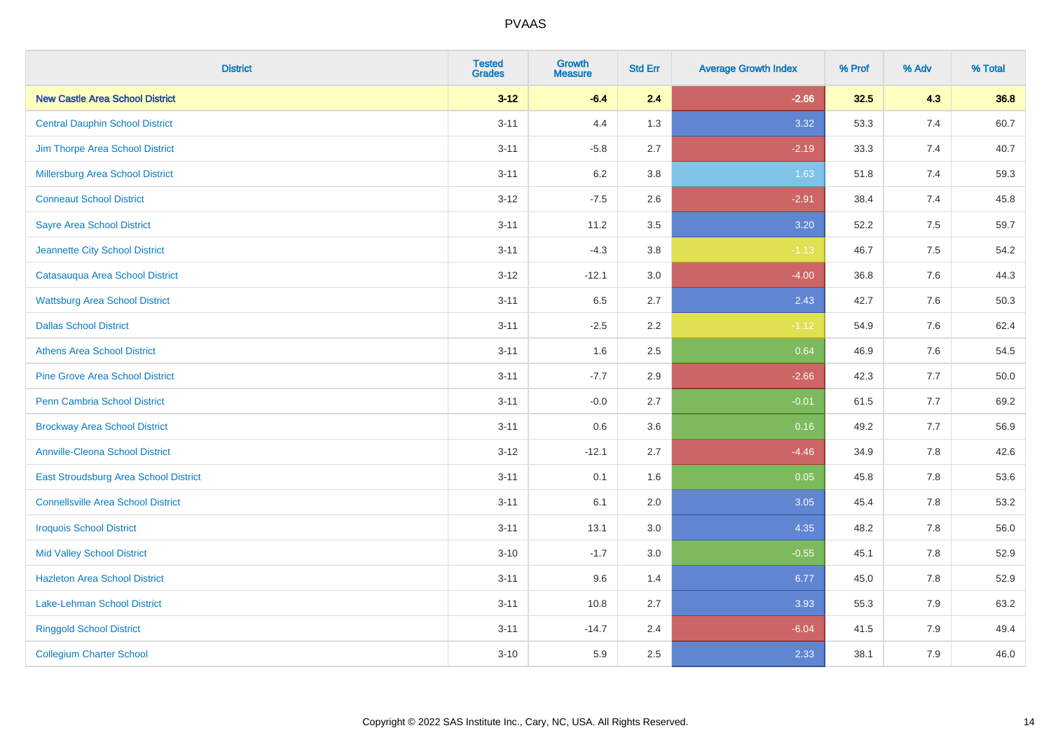# PVAAS

| District | Tested Grades | Growth Measure | Std Err | Average Growth Index | % Prof | % Adv | % Total |
|---|---|---|---|---|---|---|---|
| **New Castle Area School District** | **3-12** | **-6.4** | **2.4** | **-2.66** | **32.5** | **4.3** | **36.8** |
| Central Dauphin School District | 3-11 | 4.4 | 1.3 | 3.32 | 53.3 | 7.4 | 60.7 |
| Jim Thorpe Area School District | 3-11 | -5.8 | 2.7 | -2.19 | 33.3 | 7.4 | 40.7 |
| Millersburg Area School District | 3-11 | 6.2 | 3.8 | 1.63 | 51.8 | 7.4 | 59.3 |
| Conneaut School District | 3-12 | -7.5 | 2.6 | -2.91 | 38.4 | 7.4 | 45.8 |
| Sayre Area School District | 3-11 | 11.2 | 3.5 | 3.20 | 52.2 | 7.5 | 59.7 |
| Jeannette City School District | 3-11 | -4.3 | 3.8 | -1.13 | 46.7 | 7.5 | 54.2 |
| Catasauqua Area School District | 3-12 | -12.1 | 3.0 | -4.00 | 36.8 | 7.6 | 44.3 |
| Wattsburg Area School District | 3-11 | 6.5 | 2.7 | 2.43 | 42.7 | 7.6 | 50.3 |
| Dallas School District | 3-11 | -2.5 | 2.2 | -1.12 | 54.9 | 7.6 | 62.4 |
| Athens Area School District | 3-11 | 1.6 | 2.5 | 0.64 | 46.9 | 7.6 | 54.5 |
| Pine Grove Area School District | 3-11 | -7.7 | 2.9 | -2.66 | 42.3 | 7.7 | 50.0 |
| Penn Cambria School District | 3-11 | -0.0 | 2.7 | -0.01 | 61.5 | 7.7 | 69.2 |
| Brockway Area School District | 3-11 | 0.6 | 3.6 | 0.16 | 49.2 | 7.7 | 56.9 |
| Annville-Cleona School District | 3-12 | -12.1 | 2.7 | -4.46 | 34.9 | 7.8 | 42.6 |
| East Stroudsburg Area School District | 3-11 | 0.1 | 1.6 | 0.05 | 45.8 | 7.8 | 53.6 |
| Connellsville Area School District | 3-11 | 6.1 | 2.0 | 3.05 | 45.4 | 7.8 | 53.2 |
| Iroquois School District | 3-11 | 13.1 | 3.0 | 4.35 | 48.2 | 7.8 | 56.0 |
| Mid Valley School District | 3-10 | -1.7 | 3.0 | -0.55 | 45.1 | 7.8 | 52.9 |
| Hazleton Area School District | 3-11 | 9.6 | 1.4 | 6.77 | 45.0 | 7.8 | 52.9 |
| Lake-Lehman School District | 3-11 | 10.8 | 2.7 | 3.93 | 55.3 | 7.9 | 63.2 |
| Ringgold School District | 3-11 | -14.7 | 2.4 | -6.04 | 41.5 | 7.9 | 49.4 |
| Collegium Charter School | 3-10 | 5.9 | 2.5 | 2.33 | 38.1 | 7.9 | 46.0 |

Copyright © 2022 SAS Institute Inc., Cary, NC, USA. All Rights Reserved.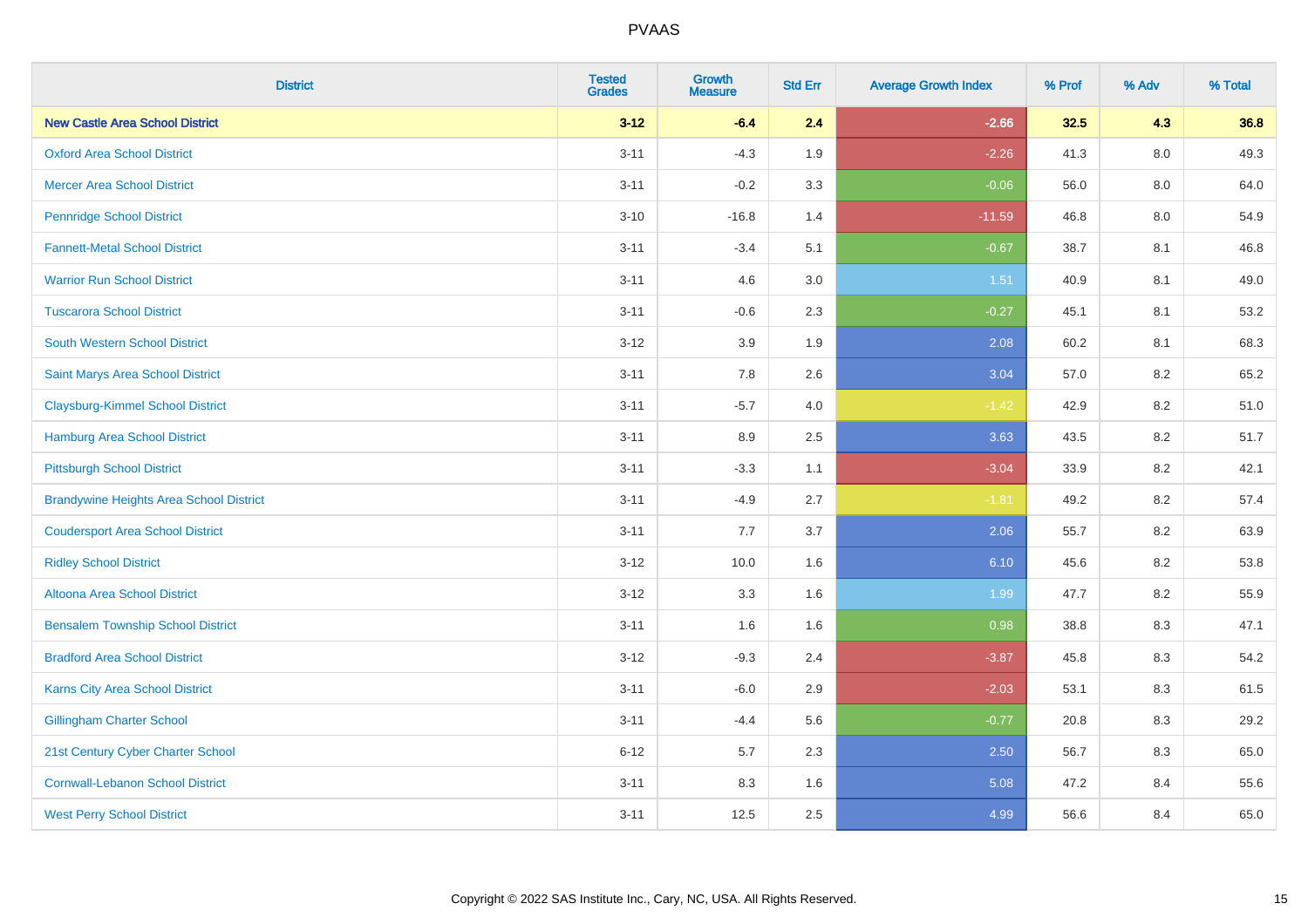| District | Tested Grades | Growth Measure | Std Err | Average Growth Index | % Prof | % Adv | % Total |
|---|---|---|---|---|---|---|---|
| **New Castle Area School District** | **3-12** | **-6.4** | **2.4** | **-2.66** | **32.5** | **4.3** | **36.8** |
| Oxford Area School District | 3-11 | -4.3 | 1.9 | -2.26 | 41.3 | 8.0 | 49.3 |
| Mercer Area School District | 3-11 | -0.2 | 3.3 | -0.06 | 56.0 | 8.0 | 64.0 |
| Pennridge School District | 3-10 | -16.8 | 1.4 | -11.59 | 46.8 | 8.0 | 54.9 |
| Fannett-Metal School District | 3-11 | -3.4 | 5.1 | -0.67 | 38.7 | 8.1 | 46.8 |
| Warrior Run School District | 3-11 | 4.6 | 3.0 | 1.51 | 40.9 | 8.1 | 49.0 |
| Tuscarora School District | 3-11 | -0.6 | 2.3 | -0.27 | 45.1 | 8.1 | 53.2 |
| South Western School District | 3-12 | 3.9 | 1.9 | 2.08 | 60.2 | 8.1 | 68.3 |
| Saint Marys Area School District | 3-11 | 7.8 | 2.6 | 3.04 | 57.0 | 8.2 | 65.2 |
| Claysburg-Kimmel School District | 3-11 | -5.7 | 4.0 | -1.42 | 42.9 | 8.2 | 51.0 |
| Hamburg Area School District | 3-11 | 8.9 | 2.5 | 3.63 | 43.5 | 8.2 | 51.7 |
| Pittsburgh School District | 3-11 | -3.3 | 1.1 | -3.04 | 33.9 | 8.2 | 42.1 |
| Brandywine Heights Area School District | 3-11 | -4.9 | 2.7 | -1.81 | 49.2 | 8.2 | 57.4 |
| Coudersport Area School District | 3-11 | 7.7 | 3.7 | 2.06 | 55.7 | 8.2 | 63.9 |
| Ridley School District | 3-12 | 10.0 | 1.6 | 6.10 | 45.6 | 8.2 | 53.8 |
| Altoona Area School District | 3-12 | 3.3 | 1.6 | 1.99 | 47.7 | 8.2 | 55.9 |
| Bensalem Township School District | 3-11 | 1.6 | 1.6 | 0.98 | 38.8 | 8.3 | 47.1 |
| Bradford Area School District | 3-12 | -9.3 | 2.4 | -3.87 | 45.8 | 8.3 | 54.2 |
| Karns City Area School District | 3-11 | -6.0 | 2.9 | -2.03 | 53.1 | 8.3 | 61.5 |
| Gillingham Charter School | 3-11 | -4.4 | 5.6 | -0.77 | 20.8 | 8.3 | 29.2 |
| 21st Century Cyber Charter School | 6-12 | 5.7 | 2.3 | 2.50 | 56.7 | 8.3 | 65.0 |
| Cornwall-Lebanon School District | 3-11 | 8.3 | 1.6 | 5.08 | 47.2 | 8.4 | 55.6 |
| West Perry School District | 3-11 | 12.5 | 2.5 | 4.99 | 56.6 | 8.4 | 65.0 |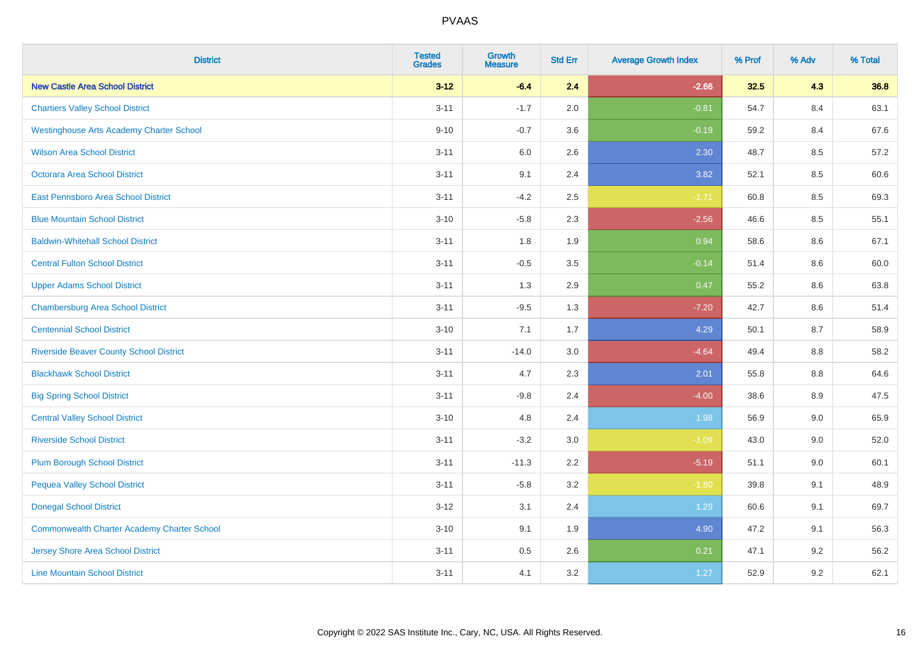# PVAAS

| District | Tested Grades | Growth Measure | Std Err | Average Growth Index | % Prof | % Adv | % Total |
|---|---|---|---|---|---|---|---|
| **New Castle Area School District** | **3-12** | **-6.4** | **2.4** | **-2.66** | **32.5** | **4.3** | **36.8** |
| Chartiers Valley School District | 3-11 | -1.7 | 2.0 | -0.81 | 54.7 | 8.4 | 63.1 |
| Westinghouse Arts Academy Charter School | 9-10 | -0.7 | 3.6 | -0.19 | 59.2 | 8.4 | 67.6 |
| Wilson Area School District | 3-11 | 6.0 | 2.6 | 2.30 | 48.7 | 8.5 | 57.2 |
| Octorara Area School District | 3-11 | 9.1 | 2.4 | 3.82 | 52.1 | 8.5 | 60.6 |
| East Pennsboro Area School District | 3-11 | -4.2 | 2.5 | -1.71 | 60.8 | 8.5 | 69.3 |
| Blue Mountain School District | 3-10 | -5.8 | 2.3 | -2.56 | 46.6 | 8.5 | 55.1 |
| Baldwin-Whitehall School District | 3-11 | 1.8 | 1.9 | 0.94 | 58.6 | 8.6 | 67.1 |
| Central Fulton School District | 3-11 | -0.5 | 3.5 | -0.14 | 51.4 | 8.6 | 60.0 |
| Upper Adams School District | 3-11 | 1.3 | 2.9 | 0.47 | 55.2 | 8.6 | 63.8 |
| Chambersburg Area School District | 3-11 | -9.5 | 1.3 | -7.20 | 42.7 | 8.6 | 51.4 |
| Centennial School District | 3-10 | 7.1 | 1.7 | 4.29 | 50.1 | 8.7 | 58.9 |
| Riverside Beaver County School District | 3-11 | -14.0 | 3.0 | -4.64 | 49.4 | 8.8 | 58.2 |
| Blackhawk School District | 3-11 | 4.7 | 2.3 | 2.01 | 55.8 | 8.8 | 64.6 |
| Big Spring School District | 3-11 | -9.8 | 2.4 | -4.00 | 38.6 | 8.9 | 47.5 |
| Central Valley School District | 3-10 | 4.8 | 2.4 | 1.98 | 56.9 | 9.0 | 65.9 |
| Riverside School District | 3-11 | -3.2 | 3.0 | -1.09 | 43.0 | 9.0 | 52.0 |
| Plum Borough School District | 3-11 | -11.3 | 2.2 | -5.19 | 51.1 | 9.0 | 60.1 |
| Pequea Valley School District | 3-11 | -5.8 | 3.2 | -1.80 | 39.8 | 9.1 | 48.9 |
| Donegal School District | 3-12 | 3.1 | 2.4 | 1.29 | 60.6 | 9.1 | 69.7 |
| Commonwealth Charter Academy Charter School | 3-10 | 9.1 | 1.9 | 4.90 | 47.2 | 9.1 | 56.3 |
| Jersey Shore Area School District | 3-11 | 0.5 | 2.6 | 0.21 | 47.1 | 9.2 | 56.2 |
| Line Mountain School District | 3-11 | 4.1 | 3.2 | 1.27 | 52.9 | 9.2 | 62.1 |

Copyright © 2022 SAS Institute Inc., Cary, NC, USA. All Rights Reserved.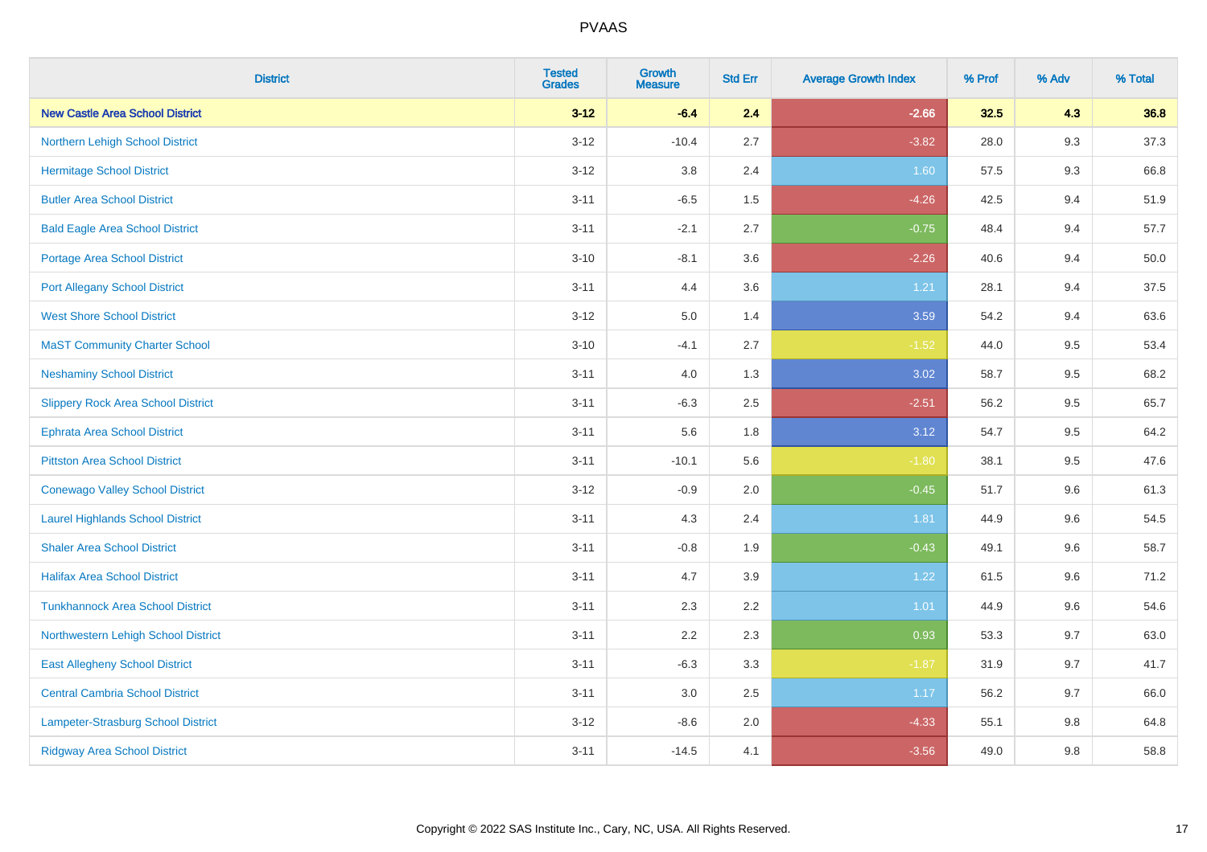| District | Tested Grades | Growth Measure | Std Err | Average Growth Index | % Prof | % Adv | % Total |
|---|---|---|---|---|---|---|---|
| **New Castle Area School District** | **3-12** | **-6.4** | **2.4** | **-2.66** | **32.5** | **4.3** | **36.8** |
| Northern Lehigh School District | 3-12 | -10.4 | 2.7 | -3.82 | 28.0 | 9.3 | 37.3 |
| Hermitage School District | 3-12 | 3.8 | 2.4 | 1.60 | 57.5 | 9.3 | 66.8 |
| Butler Area School District | 3-11 | -6.5 | 1.5 | -4.26 | 42.5 | 9.4 | 51.9 |
| Bald Eagle Area School District | 3-11 | -2.1 | 2.7 | -0.75 | 48.4 | 9.4 | 57.7 |
| Portage Area School District | 3-10 | -8.1 | 3.6 | -2.26 | 40.6 | 9.4 | 50.0 |
| Port Allegany School District | 3-11 | 4.4 | 3.6 | 1.21 | 28.1 | 9.4 | 37.5 |
| West Shore School District | 3-12 | 5.0 | 1.4 | 3.59 | 54.2 | 9.4 | 63.6 |
| MaST Community Charter School | 3-10 | -4.1 | 2.7 | -1.52 | 44.0 | 9.5 | 53.4 |
| Neshaminy School District | 3-11 | 4.0 | 1.3 | 3.02 | 58.7 | 9.5 | 68.2 |
| Slippery Rock Area School District | 3-11 | -6.3 | 2.5 | -2.51 | 56.2 | 9.5 | 65.7 |
| Ephrata Area School District | 3-11 | 5.6 | 1.8 | 3.12 | 54.7 | 9.5 | 64.2 |
| Pittston Area School District | 3-11 | -10.1 | 5.6 | -1.80 | 38.1 | 9.5 | 47.6 |
| Conewago Valley School District | 3-12 | -0.9 | 2.0 | -0.45 | 51.7 | 9.6 | 61.3 |
| Laurel Highlands School District | 3-11 | 4.3 | 2.4 | 1.81 | 44.9 | 9.6 | 54.5 |
| Shaler Area School District | 3-11 | -0.8 | 1.9 | -0.43 | 49.1 | 9.6 | 58.7 |
| Halifax Area School District | 3-11 | 4.7 | 3.9 | 1.22 | 61.5 | 9.6 | 71.2 |
| Tunkhannock Area School District | 3-11 | 2.3 | 2.2 | 1.01 | 44.9 | 9.6 | 54.6 |
| Northwestern Lehigh School District | 3-11 | 2.2 | 2.3 | 0.93 | 53.3 | 9.7 | 63.0 |
| East Allegheny School District | 3-11 | -6.3 | 3.3 | -1.87 | 31.9 | 9.7 | 41.7 |
| Central Cambria School District | 3-11 | 3.0 | 2.5 | 1.17 | 56.2 | 9.7 | 66.0 |
| Lampeter-Strasburg School District | 3-12 | -8.6 | 2.0 | -4.33 | 55.1 | 9.8 | 64.8 |
| Ridgway Area School District | 3-11 | -14.5 | 4.1 | -3.56 | 49.0 | 9.8 | 58.8 |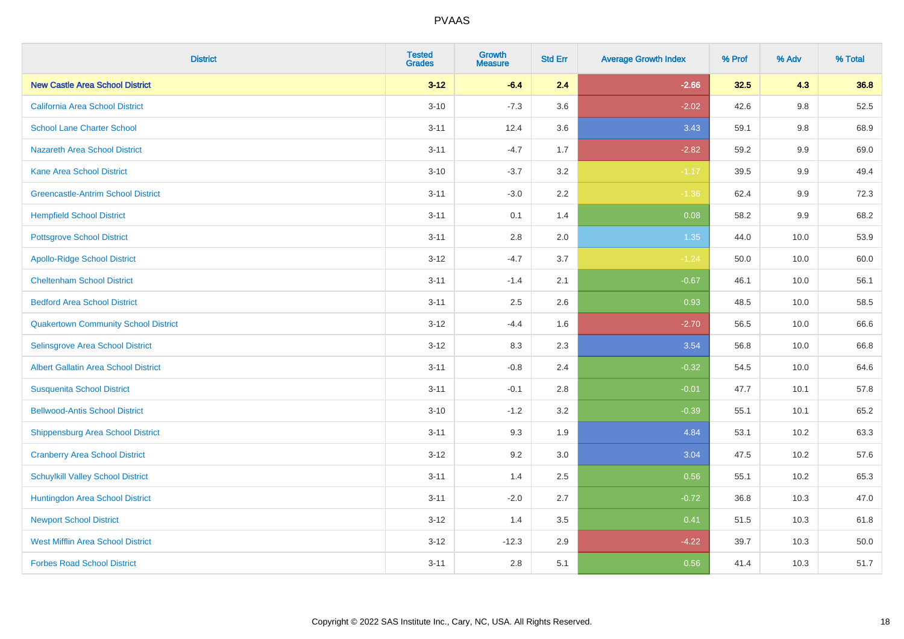# PVAAS

| District | Tested Grades | Growth Measure | Std Err | Average Growth Index | % Prof | % Adv | % Total |
|---|---|---|---|---|---|---|---|
| **New Castle Area School District** | **3-12** | **-6.4** | **2.4** | **-2.66** | **32.5** | **4.3** | **36.8** |
| California Area School District | 3-10 | -7.3 | 3.6 | -2.02 | 42.6 | 9.8 | 52.5 |
| School Lane Charter School | 3-11 | 12.4 | 3.6 | 3.43 | 59.1 | 9.8 | 68.9 |
| Nazareth Area School District | 3-11 | -4.7 | 1.7 | -2.82 | 59.2 | 9.9 | 69.0 |
| Kane Area School District | 3-10 | -3.7 | 3.2 | -1.17 | 39.5 | 9.9 | 49.4 |
| Greencastle-Antrim School District | 3-11 | -3.0 | 2.2 | -1.36 | 62.4 | 9.9 | 72.3 |
| Hempfield School District | 3-11 | 0.1 | 1.4 | 0.08 | 58.2 | 9.9 | 68.2 |
| Pottsgrove School District | 3-11 | 2.8 | 2.0 | 1.35 | 44.0 | 10.0 | 53.9 |
| Apollo-Ridge School District | 3-12 | -4.7 | 3.7 | -1.24 | 50.0 | 10.0 | 60.0 |
| Cheltenham School District | 3-11 | -1.4 | 2.1 | -0.67 | 46.1 | 10.0 | 56.1 |
| Bedford Area School District | 3-11 | 2.5 | 2.6 | 0.93 | 48.5 | 10.0 | 58.5 |
| Quakertown Community School District | 3-12 | -4.4 | 1.6 | -2.70 | 56.5 | 10.0 | 66.6 |
| Selinsgrove Area School District | 3-12 | 8.3 | 2.3 | 3.54 | 56.8 | 10.0 | 66.8 |
| Albert Gallatin Area School District | 3-11 | -0.8 | 2.4 | -0.32 | 54.5 | 10.0 | 64.6 |
| Susquenita School District | 3-11 | -0.1 | 2.8 | -0.01 | 47.7 | 10.1 | 57.8 |
| Bellwood-Antis School District | 3-10 | -1.2 | 3.2 | -0.39 | 55.1 | 10.1 | 65.2 |
| Shippensburg Area School District | 3-11 | 9.3 | 1.9 | 4.84 | 53.1 | 10.2 | 63.3 |
| Cranberry Area School District | 3-12 | 9.2 | 3.0 | 3.04 | 47.5 | 10.2 | 57.6 |
| Schuylkill Valley School District | 3-11 | 1.4 | 2.5 | 0.56 | 55.1 | 10.2 | 65.3 |
| Huntingdon Area School District | 3-11 | -2.0 | 2.7 | -0.72 | 36.8 | 10.3 | 47.0 |
| Newport School District | 3-12 | 1.4 | 3.5 | 0.41 | 51.5 | 10.3 | 61.8 |
| West Mifflin Area School District | 3-12 | -12.3 | 2.9 | -4.22 | 39.7 | 10.3 | 50.0 |
| Forbes Road School District | 3-11 | 2.8 | 5.1 | 0.56 | 41.4 | 10.3 | 51.7 |

Copyright © 2022 SAS Institute Inc., Cary, NC, USA. All Rights Reserved.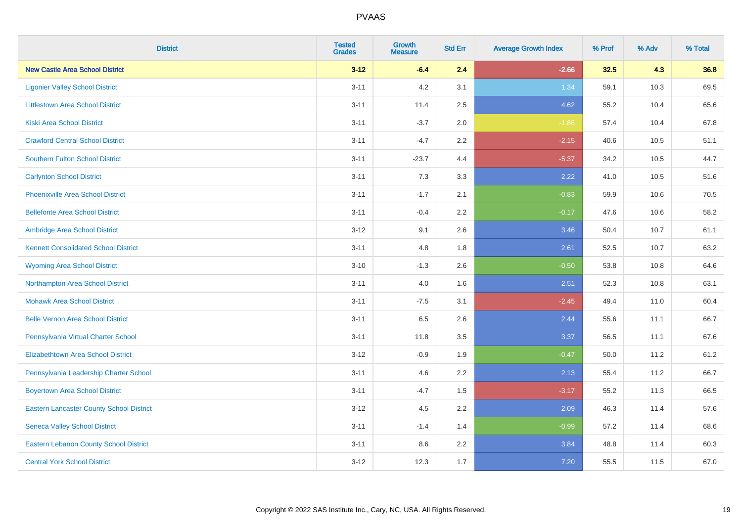# PVAAS

| District | Tested Grades | Growth Measure | Std Err | Average Growth Index | % Prof | % Adv | % Total |
|---|---|---|---|---|---|---|---|
| **New Castle Area School District** | **3-12** | **-6.4** | **2.4** | **-2.66** | **32.5** | **4.3** | **36.8** |
| Ligonier Valley School District | 3-11 | 4.2 | 3.1 | 1.34 | 59.1 | 10.3 | 69.5 |
| Littlestown Area School District | 3-11 | 11.4 | 2.5 | 4.62 | 55.2 | 10.4 | 65.6 |
| Kiski Area School District | 3-11 | -3.7 | 2.0 | -1.86 | 57.4 | 10.4 | 67.8 |
| Crawford Central School District | 3-11 | -4.7 | 2.2 | -2.15 | 40.6 | 10.5 | 51.1 |
| Southern Fulton School District | 3-11 | -23.7 | 4.4 | -5.37 | 34.2 | 10.5 | 44.7 |
| Carlynton School District | 3-11 | 7.3 | 3.3 | 2.22 | 41.0 | 10.5 | 51.6 |
| Phoenixville Area School District | 3-11 | -1.7 | 2.1 | -0.83 | 59.9 | 10.6 | 70.5 |
| Bellefonte Area School District | 3-11 | -0.4 | 2.2 | -0.17 | 47.6 | 10.6 | 58.2 |
| Ambridge Area School District | 3-12 | 9.1 | 2.6 | 3.46 | 50.4 | 10.7 | 61.1 |
| Kennett Consolidated School District | 3-11 | 4.8 | 1.8 | 2.61 | 52.5 | 10.7 | 63.2 |
| Wyoming Area School District | 3-10 | -1.3 | 2.6 | -0.50 | 53.8 | 10.8 | 64.6 |
| Northampton Area School District | 3-11 | 4.0 | 1.6 | 2.51 | 52.3 | 10.8 | 63.1 |
| Mohawk Area School District | 3-11 | -7.5 | 3.1 | -2.45 | 49.4 | 11.0 | 60.4 |
| Belle Vernon Area School District | 3-11 | 6.5 | 2.6 | 2.44 | 55.6 | 11.1 | 66.7 |
| Pennsylvania Virtual Charter School | 3-11 | 11.8 | 3.5 | 3.37 | 56.5 | 11.1 | 67.6 |
| Elizabethtown Area School District | 3-12 | -0.9 | 1.9 | -0.47 | 50.0 | 11.2 | 61.2 |
| Pennsylvania Leadership Charter School | 3-11 | 4.6 | 2.2 | 2.13 | 55.4 | 11.2 | 66.7 |
| Boyertown Area School District | 3-11 | -4.7 | 1.5 | -3.17 | 55.2 | 11.3 | 66.5 |
| Eastern Lancaster County School District | 3-12 | 4.5 | 2.2 | 2.09 | 46.3 | 11.4 | 57.6 |
| Seneca Valley School District | 3-11 | -1.4 | 1.4 | -0.99 | 57.2 | 11.4 | 68.6 |
| Eastern Lebanon County School District | 3-11 | 8.6 | 2.2 | 3.84 | 48.8 | 11.4 | 60.3 |
| Central York School District | 3-12 | 12.3 | 1.7 | 7.20 | 55.5 | 11.5 | 67.0 |

Copyright © 2022 SAS Institute Inc., Cary, NC, USA. All Rights Reserved.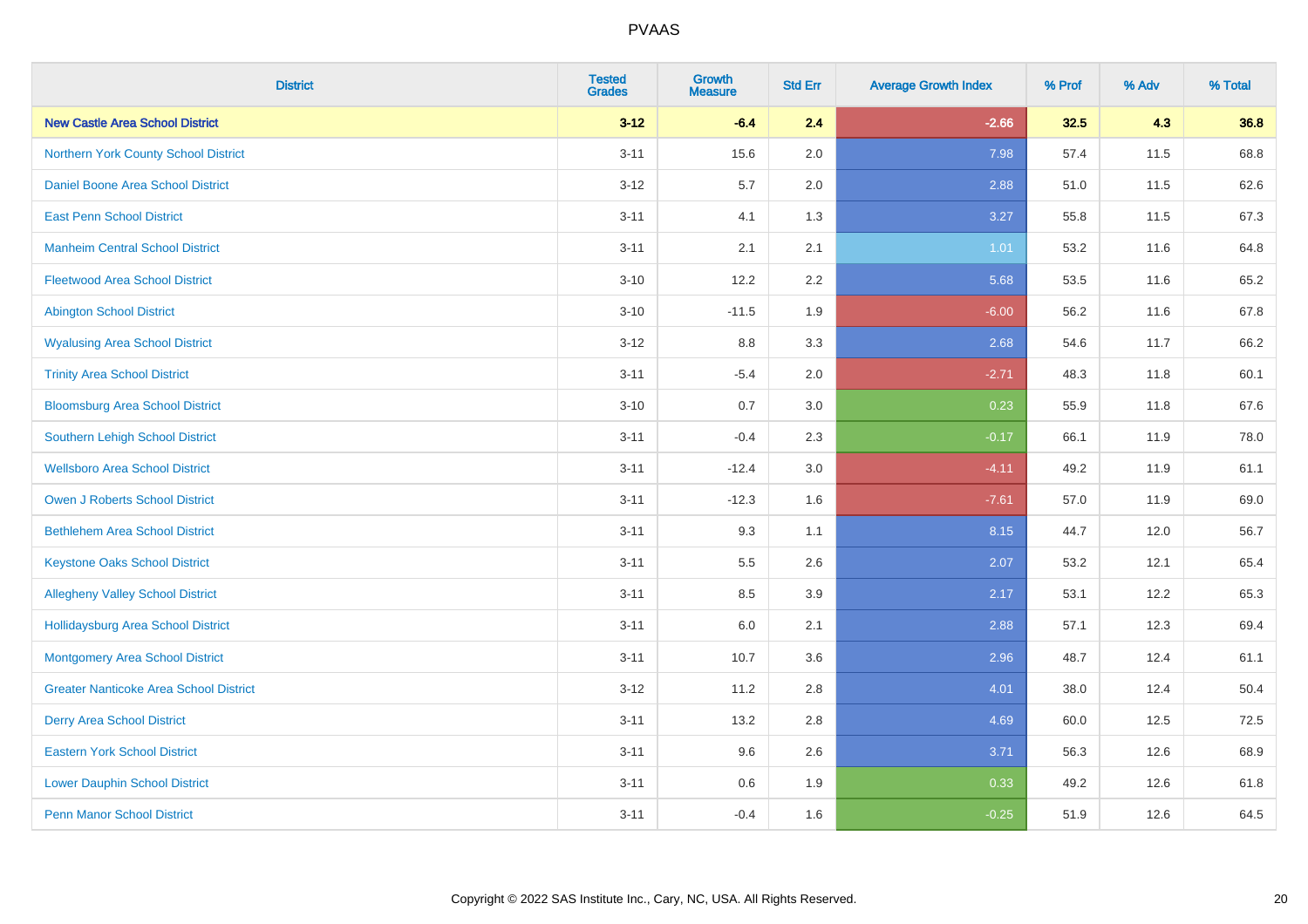# PVAAS

| District | Tested Grades | Growth Measure | Std Err | Average Growth Index | % Prof | % Adv | % Total |
|---|---|---|---|---|---|---|---|
| **New Castle Area School District** | **3-12** | **-6.4** | **2.4** | **-2.66** | **32.5** | **4.3** | **36.8** |
| Northern York County School District | 3-11 | 15.6 | 2.0 | 7.98 | 57.4 | 11.5 | 68.8 |
| Daniel Boone Area School District | 3-12 | 5.7 | 2.0 | 2.88 | 51.0 | 11.5 | 62.6 |
| East Penn School District | 3-11 | 4.1 | 1.3 | 3.27 | 55.8 | 11.5 | 67.3 |
| Manheim Central School District | 3-11 | 2.1 | 2.1 | 1.01 | 53.2 | 11.6 | 64.8 |
| Fleetwood Area School District | 3-10 | 12.2 | 2.2 | 5.68 | 53.5 | 11.6 | 65.2 |
| Abington School District | 3-10 | -11.5 | 1.9 | -6.00 | 56.2 | 11.6 | 67.8 |
| Wyalusing Area School District | 3-12 | 8.8 | 3.3 | 2.68 | 54.6 | 11.7 | 66.2 |
| Trinity Area School District | 3-11 | -5.4 | 2.0 | -2.71 | 48.3 | 11.8 | 60.1 |
| Bloomsburg Area School District | 3-10 | 0.7 | 3.0 | 0.23 | 55.9 | 11.8 | 67.6 |
| Southern Lehigh School District | 3-11 | -0.4 | 2.3 | -0.17 | 66.1 | 11.9 | 78.0 |
| Wellsboro Area School District | 3-11 | -12.4 | 3.0 | -4.11 | 49.2 | 11.9 | 61.1 |
| Owen J Roberts School District | 3-11 | -12.3 | 1.6 | -7.61 | 57.0 | 11.9 | 69.0 |
| Bethlehem Area School District | 3-11 | 9.3 | 1.1 | 8.15 | 44.7 | 12.0 | 56.7 |
| Keystone Oaks School District | 3-11 | 5.5 | 2.6 | 2.07 | 53.2 | 12.1 | 65.4 |
| Allegheny Valley School District | 3-11 | 8.5 | 3.9 | 2.17 | 53.1 | 12.2 | 65.3 |
| Hollidaysburg Area School District | 3-11 | 6.0 | 2.1 | 2.88 | 57.1 | 12.3 | 69.4 |
| Montgomery Area School District | 3-11 | 10.7 | 3.6 | 2.96 | 48.7 | 12.4 | 61.1 |
| Greater Nanticoke Area School District | 3-12 | 11.2 | 2.8 | 4.01 | 38.0 | 12.4 | 50.4 |
| Derry Area School District | 3-11 | 13.2 | 2.8 | 4.69 | 60.0 | 12.5 | 72.5 |
| Eastern York School District | 3-11 | 9.6 | 2.6 | 3.71 | 56.3 | 12.6 | 68.9 |
| Lower Dauphin School District | 3-11 | 0.6 | 1.9 | 0.33 | 49.2 | 12.6 | 61.8 |
| Penn Manor School District | 3-11 | -0.4 | 1.6 | -0.25 | 51.9 | 12.6 | 64.5 |

Copyright © 2022 SAS Institute Inc., Cary, NC, USA. All Rights Reserved.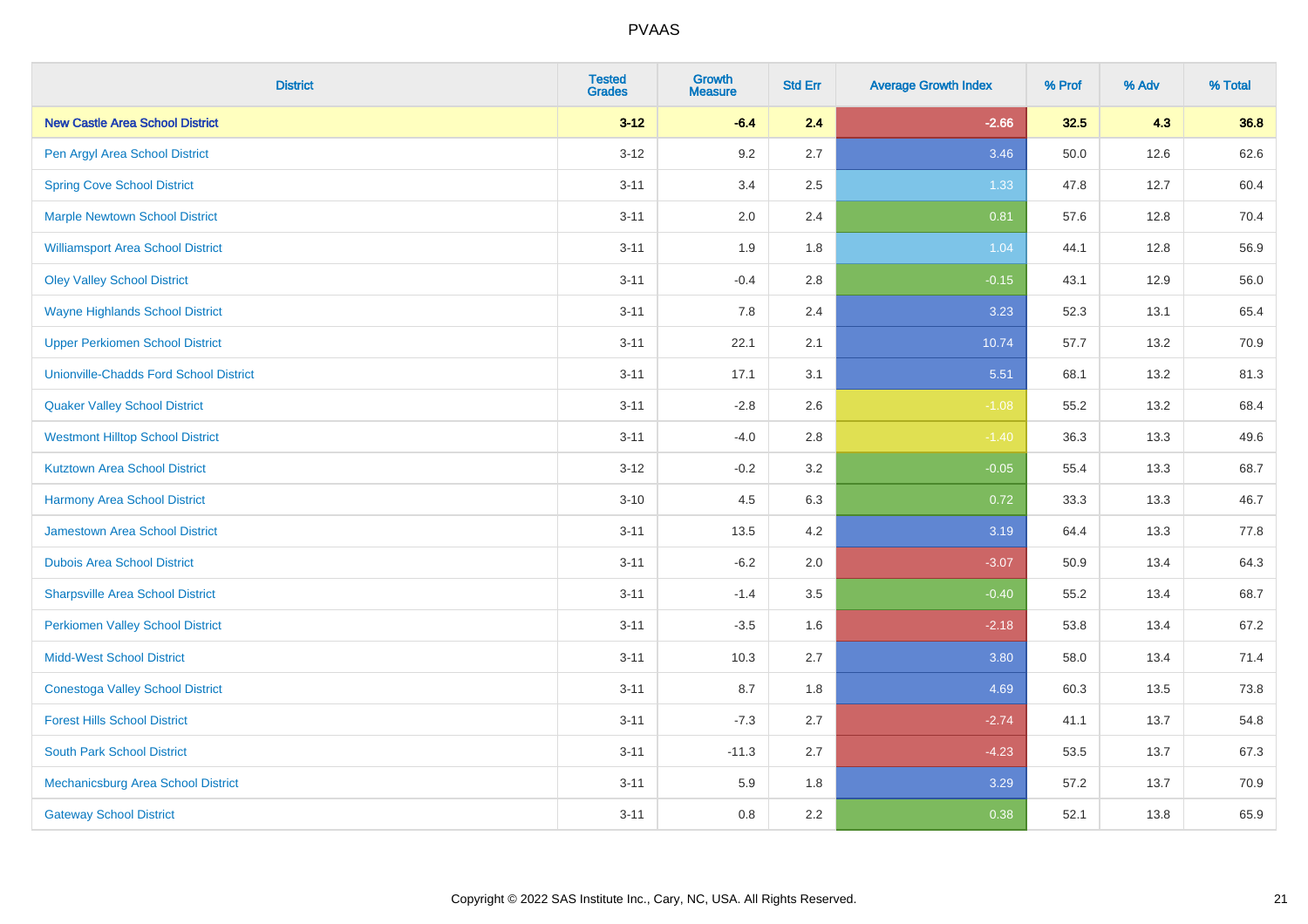| District | Tested Grades | Growth Measure | Std Err | Average Growth Index | % Prof | % Adv | % Total |
|---|---|---|---|---|---|---|---|
| **New Castle Area School District** | **3-12** | **-6.4** | **2.4** | **-2.66** | **32.5** | **4.3** | **36.8** |
| Pen Argyl Area School District | 3-12 | 9.2 | 2.7 | 3.46 | 50.0 | 12.6 | 62.6 |
| Spring Cove School District | 3-11 | 3.4 | 2.5 | 1.33 | 47.8 | 12.7 | 60.4 |
| Marple Newtown School District | 3-11 | 2.0 | 2.4 | 0.81 | 57.6 | 12.8 | 70.4 |
| Williamsport Area School District | 3-11 | 1.9 | 1.8 | 1.04 | 44.1 | 12.8 | 56.9 |
| Oley Valley School District | 3-11 | -0.4 | 2.8 | -0.15 | 43.1 | 12.9 | 56.0 |
| Wayne Highlands School District | 3-11 | 7.8 | 2.4 | 3.23 | 52.3 | 13.1 | 65.4 |
| Upper Perkiomen School District | 3-11 | 22.1 | 2.1 | 10.74 | 57.7 | 13.2 | 70.9 |
| Unionville-Chadds Ford School District | 3-11 | 17.1 | 3.1 | 5.51 | 68.1 | 13.2 | 81.3 |
| Quaker Valley School District | 3-11 | -2.8 | 2.6 | -1.08 | 55.2 | 13.2 | 68.4 |
| Westmont Hilltop School District | 3-11 | -4.0 | 2.8 | -1.40 | 36.3 | 13.3 | 49.6 |
| Kutztown Area School District | 3-12 | -0.2 | 3.2 | -0.05 | 55.4 | 13.3 | 68.7 |
| Harmony Area School District | 3-10 | 4.5 | 6.3 | 0.72 | 33.3 | 13.3 | 46.7 |
| Jamestown Area School District | 3-11 | 13.5 | 4.2 | 3.19 | 64.4 | 13.3 | 77.8 |
| Dubois Area School District | 3-11 | -6.2 | 2.0 | -3.07 | 50.9 | 13.4 | 64.3 |
| Sharpsville Area School District | 3-11 | -1.4 | 3.5 | -0.40 | 55.2 | 13.4 | 68.7 |
| Perkiomen Valley School District | 3-11 | -3.5 | 1.6 | -2.18 | 53.8 | 13.4 | 67.2 |
| Midd-West School District | 3-11 | 10.3 | 2.7 | 3.80 | 58.0 | 13.4 | 71.4 |
| Conestoga Valley School District | 3-11 | 8.7 | 1.8 | 4.69 | 60.3 | 13.5 | 73.8 |
| Forest Hills School District | 3-11 | -7.3 | 2.7 | -2.74 | 41.1 | 13.7 | 54.8 |
| South Park School District | 3-11 | -11.3 | 2.7 | -4.23 | 53.5 | 13.7 | 67.3 |
| Mechanicsburg Area School District | 3-11 | 5.9 | 1.8 | 3.29 | 57.2 | 13.7 | 70.9 |
| Gateway School District | 3-11 | 0.8 | 2.2 | 0.38 | 52.1 | 13.8 | 65.9 |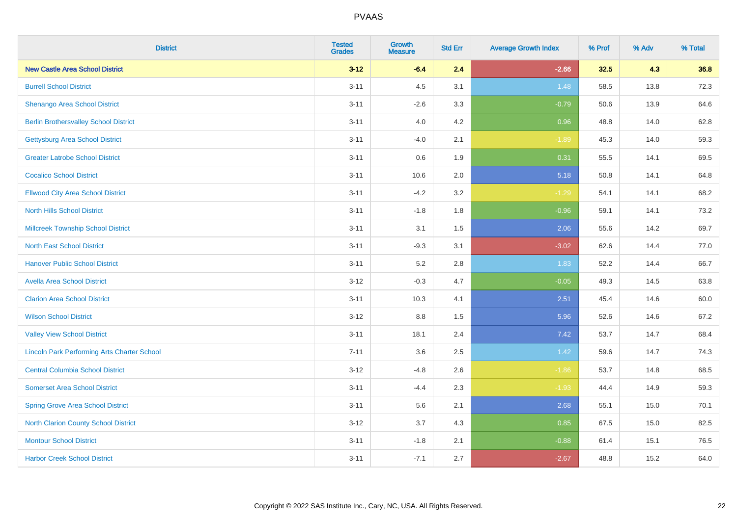| District | Tested Grades | Growth Measure | Std Err | Average Growth Index | % Prof | % Adv | % Total |
|---|---|---|---|---|---|---|---|
| **New Castle Area School District** | **3-12** | **-6.4** | **2.4** | **-2.66** | **32.5** | **4.3** | **36.8** |
| Burrell School District | 3-11 | 4.5 | 3.1 | 1.48 | 58.5 | 13.8 | 72.3 |
| Shenango Area School District | 3-11 | -2.6 | 3.3 | -0.79 | 50.6 | 13.9 | 64.6 |
| Berlin Brothersvalley School District | 3-11 | 4.0 | 4.2 | 0.96 | 48.8 | 14.0 | 62.8 |
| Gettysburg Area School District | 3-11 | -4.0 | 2.1 | -1.89 | 45.3 | 14.0 | 59.3 |
| Greater Latrobe School District | 3-11 | 0.6 | 1.9 | 0.31 | 55.5 | 14.1 | 69.5 |
| Cocalico School District | 3-11 | 10.6 | 2.0 | 5.18 | 50.8 | 14.1 | 64.8 |
| Ellwood City Area School District | 3-11 | -4.2 | 3.2 | -1.29 | 54.1 | 14.1 | 68.2 |
| North Hills School District | 3-11 | -1.8 | 1.8 | -0.96 | 59.1 | 14.1 | 73.2 |
| Millcreek Township School District | 3-11 | 3.1 | 1.5 | 2.06 | 55.6 | 14.2 | 69.7 |
| North East School District | 3-11 | -9.3 | 3.1 | -3.02 | 62.6 | 14.4 | 77.0 |
| Hanover Public School District | 3-11 | 5.2 | 2.8 | 1.83 | 52.2 | 14.4 | 66.7 |
| Avella Area School District | 3-12 | -0.3 | 4.7 | -0.05 | 49.3 | 14.5 | 63.8 |
| Clarion Area School District | 3-11 | 10.3 | 4.1 | 2.51 | 45.4 | 14.6 | 60.0 |
| Wilson School District | 3-12 | 8.8 | 1.5 | 5.96 | 52.6 | 14.6 | 67.2 |
| Valley View School District | 3-11 | 18.1 | 2.4 | 7.42 | 53.7 | 14.7 | 68.4 |
| Lincoln Park Performing Arts Charter School | 7-11 | 3.6 | 2.5 | 1.42 | 59.6 | 14.7 | 74.3 |
| Central Columbia School District | 3-12 | -4.8 | 2.6 | -1.86 | 53.7 | 14.8 | 68.5 |
| Somerset Area School District | 3-11 | -4.4 | 2.3 | -1.93 | 44.4 | 14.9 | 59.3 |
| Spring Grove Area School District | 3-11 | 5.6 | 2.1 | 2.68 | 55.1 | 15.0 | 70.1 |
| North Clarion County School District | 3-12 | 3.7 | 4.3 | 0.85 | 67.5 | 15.0 | 82.5 |
| Montour School District | 3-11 | -1.8 | 2.1 | -0.88 | 61.4 | 15.1 | 76.5 |
| Harbor Creek School District | 3-11 | -7.1 | 2.7 | -2.67 | 48.8 | 15.2 | 64.0 |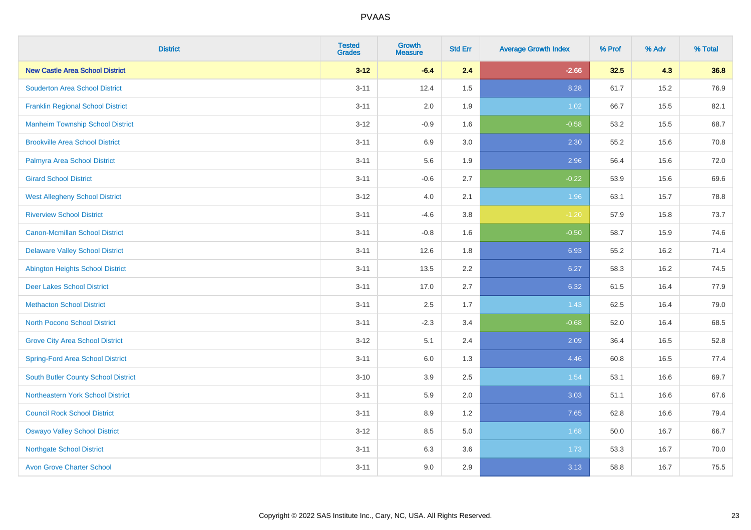# PVAAS

| District | Tested Grades | Growth Measure | Std Err | Average Growth Index | % Prof | % Adv | % Total |
|---|---|---|---|---|---|---|---|
| **New Castle Area School District** | **3-12** | **-6.4** | **2.4** | **-2.66** | **32.5** | **4.3** | **36.8** |
| Souderton Area School District | 3-11 | 12.4 | 1.5 | 8.28 | 61.7 | 15.2 | 76.9 |
| Franklin Regional School District | 3-11 | 2.0 | 1.9 | 1.02 | 66.7 | 15.5 | 82.1 |
| Manheim Township School District | 3-12 | -0.9 | 1.6 | -0.58 | 53.2 | 15.5 | 68.7 |
| Brookville Area School District | 3-11 | 6.9 | 3.0 | 2.30 | 55.2 | 15.6 | 70.8 |
| Palmyra Area School District | 3-11 | 5.6 | 1.9 | 2.96 | 56.4 | 15.6 | 72.0 |
| Girard School District | 3-11 | -0.6 | 2.7 | -0.22 | 53.9 | 15.6 | 69.6 |
| West Allegheny School District | 3-12 | 4.0 | 2.1 | 1.96 | 63.1 | 15.7 | 78.8 |
| Riverview School District | 3-11 | -4.6 | 3.8 | -1.20 | 57.9 | 15.8 | 73.7 |
| Canon-Mcmillan School District | 3-11 | -0.8 | 1.6 | -0.50 | 58.7 | 15.9 | 74.6 |
| Delaware Valley School District | 3-11 | 12.6 | 1.8 | 6.93 | 55.2 | 16.2 | 71.4 |
| Abington Heights School District | 3-11 | 13.5 | 2.2 | 6.27 | 58.3 | 16.2 | 74.5 |
| Deer Lakes School District | 3-11 | 17.0 | 2.7 | 6.32 | 61.5 | 16.4 | 77.9 |
| Methacton School District | 3-11 | 2.5 | 1.7 | 1.43 | 62.5 | 16.4 | 79.0 |
| North Pocono School District | 3-11 | -2.3 | 3.4 | -0.68 | 52.0 | 16.4 | 68.5 |
| Grove City Area School District | 3-12 | 5.1 | 2.4 | 2.09 | 36.4 | 16.5 | 52.8 |
| Spring-Ford Area School District | 3-11 | 6.0 | 1.3 | 4.46 | 60.8 | 16.5 | 77.4 |
| South Butler County School District | 3-10 | 3.9 | 2.5 | 1.54 | 53.1 | 16.6 | 69.7 |
| Northeastern York School District | 3-11 | 5.9 | 2.0 | 3.03 | 51.1 | 16.6 | 67.6 |
| Council Rock School District | 3-11 | 8.9 | 1.2 | 7.65 | 62.8 | 16.6 | 79.4 |
| Oswayo Valley School District | 3-12 | 8.5 | 5.0 | 1.68 | 50.0 | 16.7 | 66.7 |
| Northgate School District | 3-11 | 6.3 | 3.6 | 1.73 | 53.3 | 16.7 | 70.0 |
| Avon Grove Charter School | 3-11 | 9.0 | 2.9 | 3.13 | 58.8 | 16.7 | 75.5 |

Copyright © 2022 SAS Institute Inc., Cary, NC, USA. All Rights Reserved.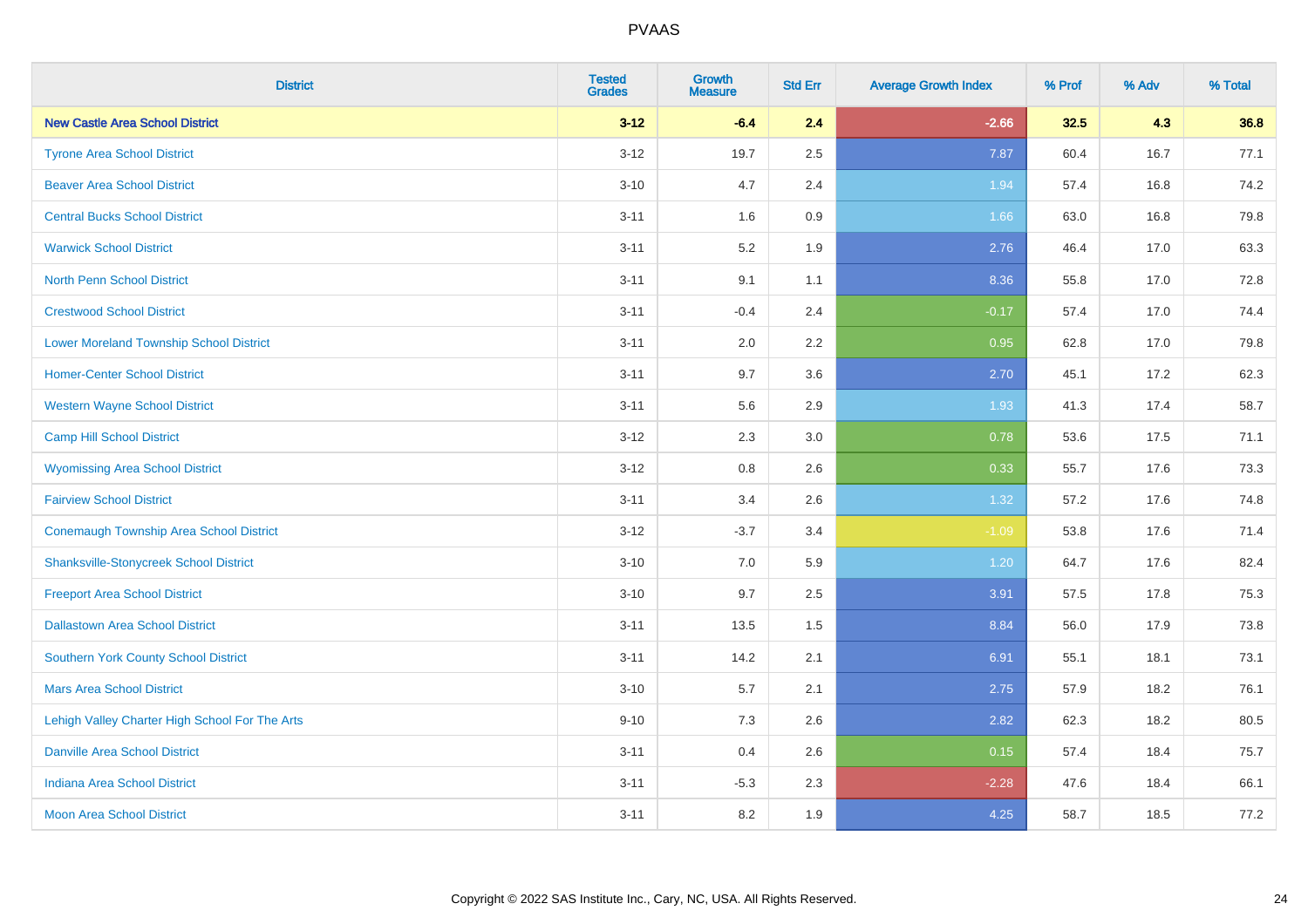# PVAAS

| District | Tested Grades | Growth Measure | Std Err | Average Growth Index | % Prof | % Adv | % Total |
|---|---|---|---|---|---|---|---|
| **New Castle Area School District** | **3-12** | **-6.4** | **2.4** | **-2.66** | **32.5** | **4.3** | **36.8** |
| Tyrone Area School District | 3-12 | 19.7 | 2.5 | 7.87 | 60.4 | 16.7 | 77.1 |
| Beaver Area School District | 3-10 | 4.7 | 2.4 | 1.94 | 57.4 | 16.8 | 74.2 |
| Central Bucks School District | 3-11 | 1.6 | 0.9 | 1.66 | 63.0 | 16.8 | 79.8 |
| Warwick School District | 3-11 | 5.2 | 1.9 | 2.76 | 46.4 | 17.0 | 63.3 |
| North Penn School District | 3-11 | 9.1 | 1.1 | 8.36 | 55.8 | 17.0 | 72.8 |
| Crestwood School District | 3-11 | -0.4 | 2.4 | -0.17 | 57.4 | 17.0 | 74.4 |
| Lower Moreland Township School District | 3-11 | 2.0 | 2.2 | 0.95 | 62.8 | 17.0 | 79.8 |
| Homer-Center School District | 3-11 | 9.7 | 3.6 | 2.70 | 45.1 | 17.2 | 62.3 |
| Western Wayne School District | 3-11 | 5.6 | 2.9 | 1.93 | 41.3 | 17.4 | 58.7 |
| Camp Hill School District | 3-12 | 2.3 | 3.0 | 0.78 | 53.6 | 17.5 | 71.1 |
| Wyomissing Area School District | 3-12 | 0.8 | 2.6 | 0.33 | 55.7 | 17.6 | 73.3 |
| Fairview School District | 3-11 | 3.4 | 2.6 | 1.32 | 57.2 | 17.6 | 74.8 |
| Conemaugh Township Area School District | 3-12 | -3.7 | 3.4 | -1.09 | 53.8 | 17.6 | 71.4 |
| Shanksville-Stonycreek School District | 3-10 | 7.0 | 5.9 | 1.20 | 64.7 | 17.6 | 82.4 |
| Freeport Area School District | 3-10 | 9.7 | 2.5 | 3.91 | 57.5 | 17.8 | 75.3 |
| Dallastown Area School District | 3-11 | 13.5 | 1.5 | 8.84 | 56.0 | 17.9 | 73.8 |
| Southern York County School District | 3-11 | 14.2 | 2.1 | 6.91 | 55.1 | 18.1 | 73.1 |
| Mars Area School District | 3-10 | 5.7 | 2.1 | 2.75 | 57.9 | 18.2 | 76.1 |
| Lehigh Valley Charter High School For The Arts | 9-10 | 7.3 | 2.6 | 2.82 | 62.3 | 18.2 | 80.5 |
| Danville Area School District | 3-11 | 0.4 | 2.6 | 0.15 | 57.4 | 18.4 | 75.7 |
| Indiana Area School District | 3-11 | -5.3 | 2.3 | -2.28 | 47.6 | 18.4 | 66.1 |
| Moon Area School District | 3-11 | 8.2 | 1.9 | 4.25 | 58.7 | 18.5 | 77.2 |

Copyright © 2022 SAS Institute Inc., Cary, NC, USA. All Rights Reserved.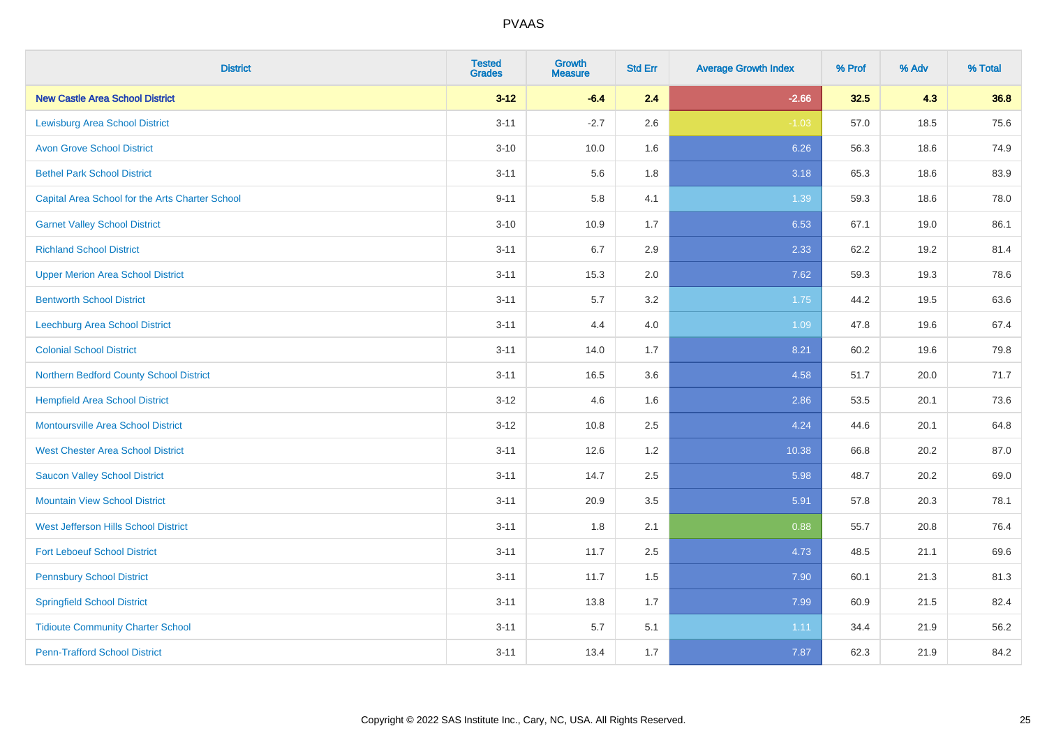| District | Tested Grades | Growth Measure | Std Err | Average Growth Index | % Prof | % Adv | % Total |
|---|---|---|---|---|---|---|---|
| **New Castle Area School District** | **3-12** | **-6.4** | **2.4** | **-2.66** | **32.5** | **4.3** | **36.8** |
| Lewisburg Area School District | 3-11 | -2.7 | 2.6 | -1.03 | 57.0 | 18.5 | 75.6 |
| Avon Grove School District | 3-10 | 10.0 | 1.6 | 6.26 | 56.3 | 18.6 | 74.9 |
| Bethel Park School District | 3-11 | 5.6 | 1.8 | 3.18 | 65.3 | 18.6 | 83.9 |
| Capital Area School for the Arts Charter School | 9-11 | 5.8 | 4.1 | 1.39 | 59.3 | 18.6 | 78.0 |
| Garnet Valley School District | 3-10 | 10.9 | 1.7 | 6.53 | 67.1 | 19.0 | 86.1 |
| Richland School District | 3-11 | 6.7 | 2.9 | 2.33 | 62.2 | 19.2 | 81.4 |
| Upper Merion Area School District | 3-11 | 15.3 | 2.0 | 7.62 | 59.3 | 19.3 | 78.6 |
| Bentworth School District | 3-11 | 5.7 | 3.2 | 1.75 | 44.2 | 19.5 | 63.6 |
| Leechburg Area School District | 3-11 | 4.4 | 4.0 | 1.09 | 47.8 | 19.6 | 67.4 |
| Colonial School District | 3-11 | 14.0 | 1.7 | 8.21 | 60.2 | 19.6 | 79.8 |
| Northern Bedford County School District | 3-11 | 16.5 | 3.6 | 4.58 | 51.7 | 20.0 | 71.7 |
| Hempfield Area School District | 3-12 | 4.6 | 1.6 | 2.86 | 53.5 | 20.1 | 73.6 |
| Montoursville Area School District | 3-12 | 10.8 | 2.5 | 4.24 | 44.6 | 20.1 | 64.8 |
| West Chester Area School District | 3-11 | 12.6 | 1.2 | 10.38 | 66.8 | 20.2 | 87.0 |
| Saucon Valley School District | 3-11 | 14.7 | 2.5 | 5.98 | 48.7 | 20.2 | 69.0 |
| Mountain View School District | 3-11 | 20.9 | 3.5 | 5.91 | 57.8 | 20.3 | 78.1 |
| West Jefferson Hills School District | 3-11 | 1.8 | 2.1 | 0.88 | 55.7 | 20.8 | 76.4 |
| Fort Leboeuf School District | 3-11 | 11.7 | 2.5 | 4.73 | 48.5 | 21.1 | 69.6 |
| Pennsbury School District | 3-11 | 11.7 | 1.5 | 7.90 | 60.1 | 21.3 | 81.3 |
| Springfield School District | 3-11 | 13.8 | 1.7 | 7.99 | 60.9 | 21.5 | 82.4 |
| Tidioute Community Charter School | 3-11 | 5.7 | 5.1 | 1.11 | 34.4 | 21.9 | 56.2 |
| Penn-Trafford School District | 3-11 | 13.4 | 1.7 | 7.87 | 62.3 | 21.9 | 84.2 |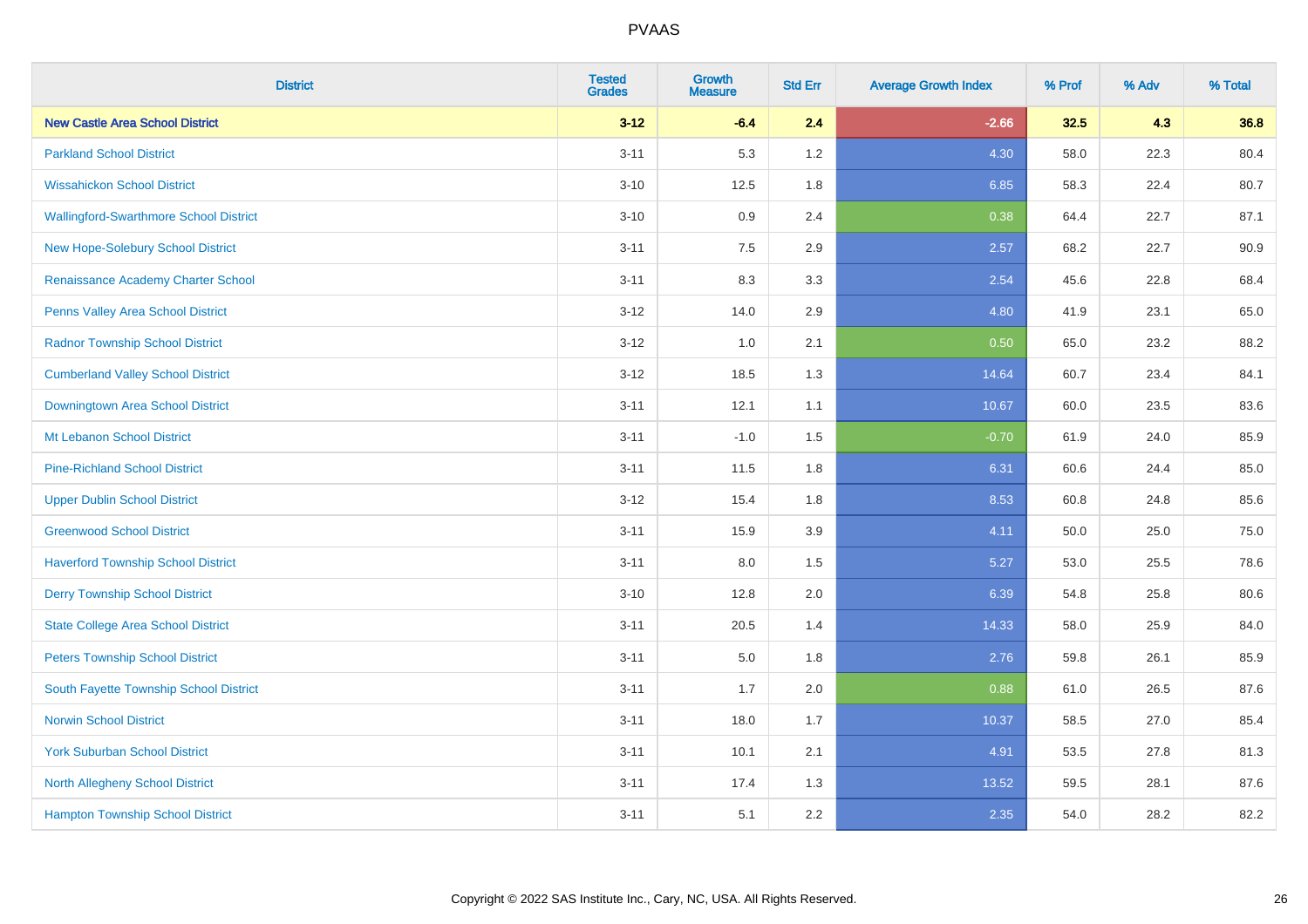PVAAS

| District | Tested Grades | Growth Measure | Std Err | Average Growth Index | % Prof | % Adv | % Total |
|---|---|---|---|---|---|---|---|
| **New Castle Area School District** | **3-12** | **-6.4** | **2.4** | **-2.66** | **32.5** | **4.3** | **36.8** |
| Parkland School District | 3-11 | 5.3 | 1.2 | 4.30 | 58.0 | 22.3 | 80.4 |
| Wissahickon School District | 3-10 | 12.5 | 1.8 | 6.85 | 58.3 | 22.4 | 80.7 |
| Wallingford-Swarthmore School District | 3-10 | 0.9 | 2.4 | 0.38 | 64.4 | 22.7 | 87.1 |
| New Hope-Solebury School District | 3-11 | 7.5 | 2.9 | 2.57 | 68.2 | 22.7 | 90.9 |
| Renaissance Academy Charter School | 3-11 | 8.3 | 3.3 | 2.54 | 45.6 | 22.8 | 68.4 |
| Penns Valley Area School District | 3-12 | 14.0 | 2.9 | 4.80 | 41.9 | 23.1 | 65.0 |
| Radnor Township School District | 3-12 | 1.0 | 2.1 | 0.50 | 65.0 | 23.2 | 88.2 |
| Cumberland Valley School District | 3-12 | 18.5 | 1.3 | 14.64 | 60.7 | 23.4 | 84.1 |
| Downingtown Area School District | 3-11 | 12.1 | 1.1 | 10.67 | 60.0 | 23.5 | 83.6 |
| Mt Lebanon School District | 3-11 | -1.0 | 1.5 | -0.70 | 61.9 | 24.0 | 85.9 |
| Pine-Richland School District | 3-11 | 11.5 | 1.8 | 6.31 | 60.6 | 24.4 | 85.0 |
| Upper Dublin School District | 3-12 | 15.4 | 1.8 | 8.53 | 60.8 | 24.8 | 85.6 |
| Greenwood School District | 3-11 | 15.9 | 3.9 | 4.11 | 50.0 | 25.0 | 75.0 |
| Haverford Township School District | 3-11 | 8.0 | 1.5 | 5.27 | 53.0 | 25.5 | 78.6 |
| Derry Township School District | 3-10 | 12.8 | 2.0 | 6.39 | 54.8 | 25.8 | 80.6 |
| State College Area School District | 3-11 | 20.5 | 1.4 | 14.33 | 58.0 | 25.9 | 84.0 |
| Peters Township School District | 3-11 | 5.0 | 1.8 | 2.76 | 59.8 | 26.1 | 85.9 |
| South Fayette Township School District | 3-11 | 1.7 | 2.0 | 0.88 | 61.0 | 26.5 | 87.6 |
| Norwin School District | 3-11 | 18.0 | 1.7 | 10.37 | 58.5 | 27.0 | 85.4 |
| York Suburban School District | 3-11 | 10.1 | 2.1 | 4.91 | 53.5 | 27.8 | 81.3 |
| North Allegheny School District | 3-11 | 17.4 | 1.3 | 13.52 | 59.5 | 28.1 | 87.6 |
| Hampton Township School District | 3-11 | 5.1 | 2.2 | 2.35 | 54.0 | 28.2 | 82.2 |

Copyright © 2022 SAS Institute Inc., Cary, NC, USA. All Rights Reserved.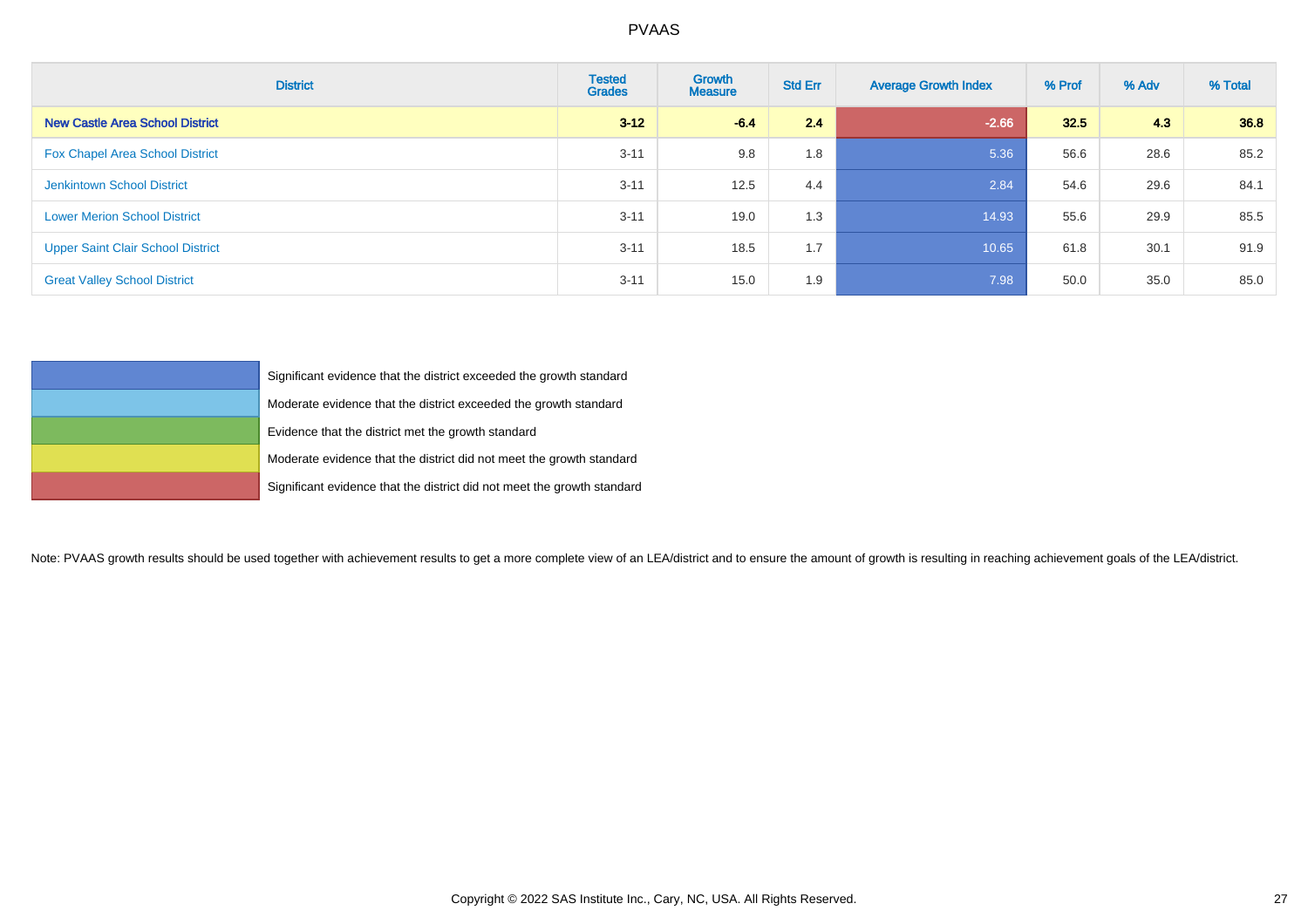PVAAS

| District | Tested Grades | Growth Measure | Std Err | Average Growth Index | % Prof | % Adv | % Total |
|---|---|---|---|---|---|---|---|
| **New Castle Area School District** | **3-12** | **-6.4** | **2.4** | **-2.66** | **32.5** | **4.3** | **36.8** |
| Fox Chapel Area School District | 3-11 | 9.8 | 1.8 | 5.36 | 56.6 | 28.6 | 85.2 |
| Jenkintown School District | 3-11 | 12.5 | 4.4 | 2.84 | 54.6 | 29.6 | 84.1 |
| Lower Merion School District | 3-11 | 19.0 | 1.3 | 14.93 | 55.6 | 29.9 | 85.5 |
| Upper Saint Clair School District | 3-11 | 18.5 | 1.7 | 10.65 | 61.8 | 30.1 | 91.9 |
| Great Valley School District | 3-11 | 15.0 | 1.9 | 7.98 | 50.0 | 35.0 | 85.0 |

- Significant evidence that the district exceeded the growth standard
- Moderate evidence that the district exceeded the growth standard
- Evidence that the district met the growth standard
- Moderate evidence that the district did not meet the growth standard
- Significant evidence that the district did not meet the growth standard

Note: PVAAS growth results should be used together with achievement results to get a more complete view of an LEA/district and to ensure the amount of growth is resulting in reaching achievement goals of the LEA/district.

Copyright © 2022 SAS Institute Inc., Cary, NC, USA. All Rights Reserved.